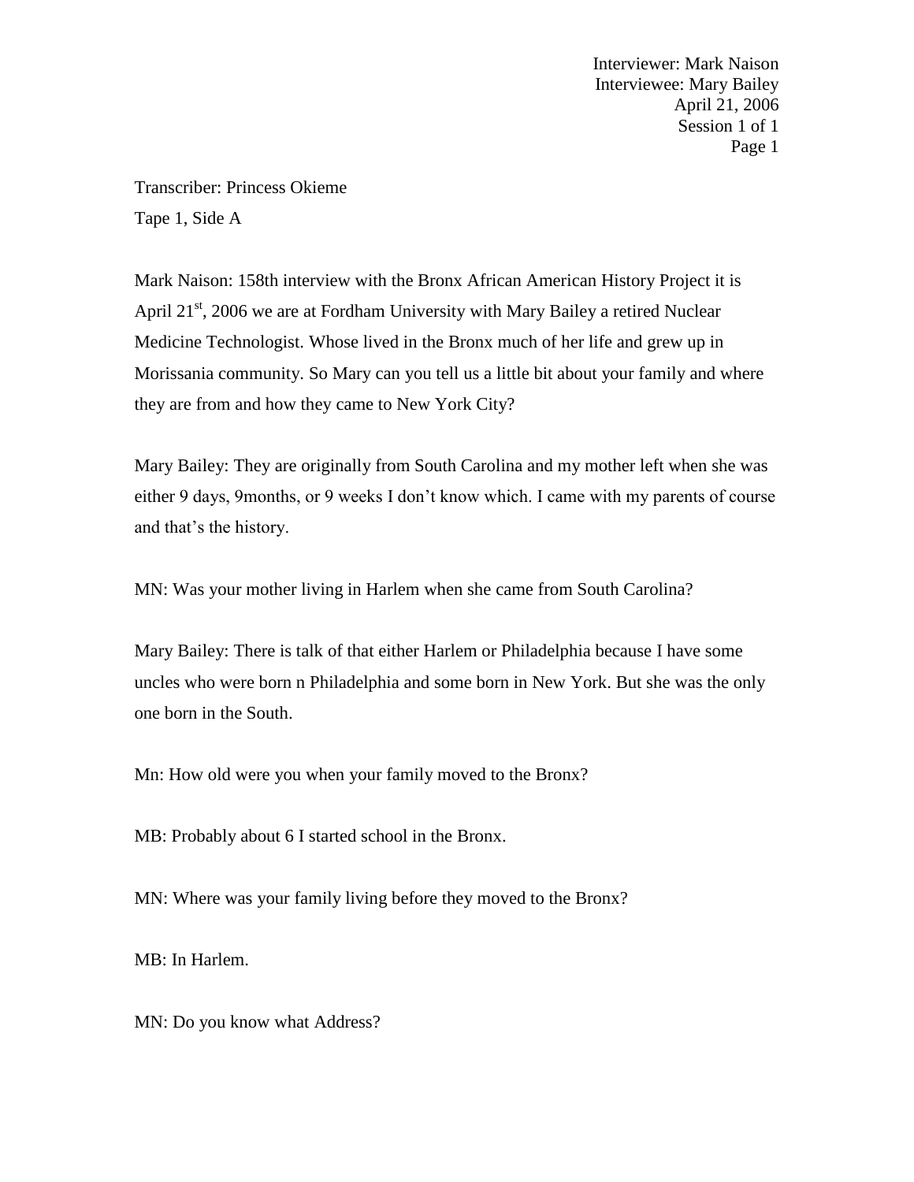Interviewer: Mark Naison
Interviewee: Mary Bailey
April 21, 2006
Session 1 of 1

Transcriber: Princess Okieme
Tape 1, Side A

Mark Naison: 158th interview with the Bronx African American History Project it is April 21st, 2006 we are at Fordham University with Mary Bailey a retired Nuclear Medicine Technologist. Whose lived in the Bronx much of her life and grew up in Morissania community. So Mary can you tell us a little bit about your family and where they are from and how they came to New York City?

Mary Bailey: They are originally from South Carolina and my mother left when she was either 9 days, 9months, or 9 weeks I don't know which. I came with my parents of course and that's the history.

MN: Was your mother living in Harlem when she came from South Carolina?

Mary Bailey: There is talk of that either Harlem or Philadelphia because I have some uncles who were born n Philadelphia and some born in New York. But she was the only one born in the South.

Mn: How old were you when your family moved to the Bronx?

MB: Probably about 6 I started school in the Bronx.

MN: Where was your family living before they moved to the Bronx?

MB: In Harlem.

MN: Do you know what Address?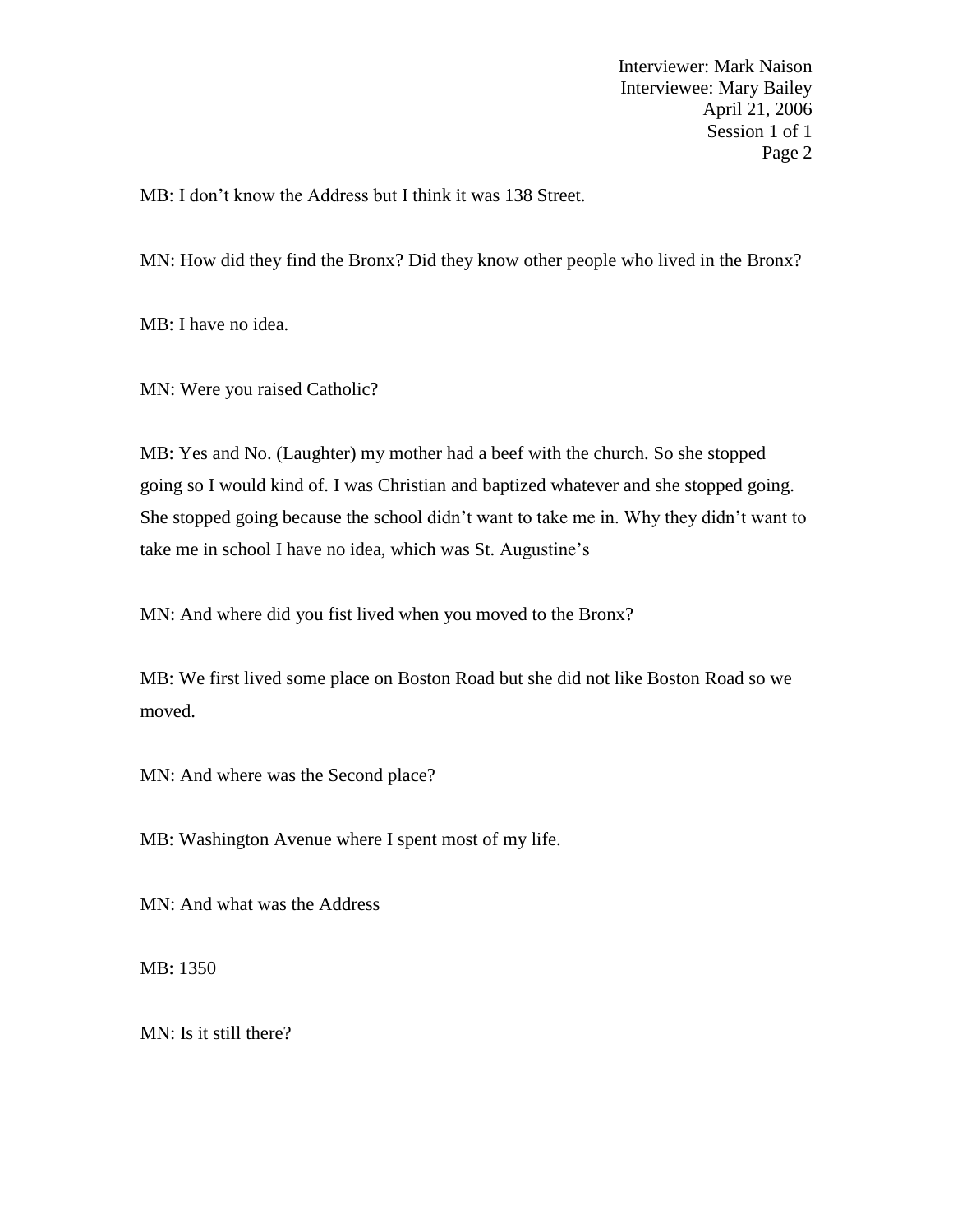MB: I don’t know the Address but I think it was 138 Street.

MN: How did they find the Bronx? Did they know other people who lived in the Bronx?

MB: I have no idea.

MN: Were you raised Catholic?

MB: Yes and No. (Laughter) my mother had a beef with the church. So she stopped going so I would kind of. I was Christian and baptized whatever and she stopped going. She stopped going because the school didn’t want to take me in. Why they didn’t want to take me in school I have no idea, which was St. Augustine’s

MN: And where did you fist lived when you moved to the Bronx?

MB: We first lived some place on Boston Road but she did not like Boston Road so we moved.

MN: And where was the Second place?

MB: Washington Avenue where I spent most of my life.

MN: And what was the Address

MB: 1350

MN: Is it still there?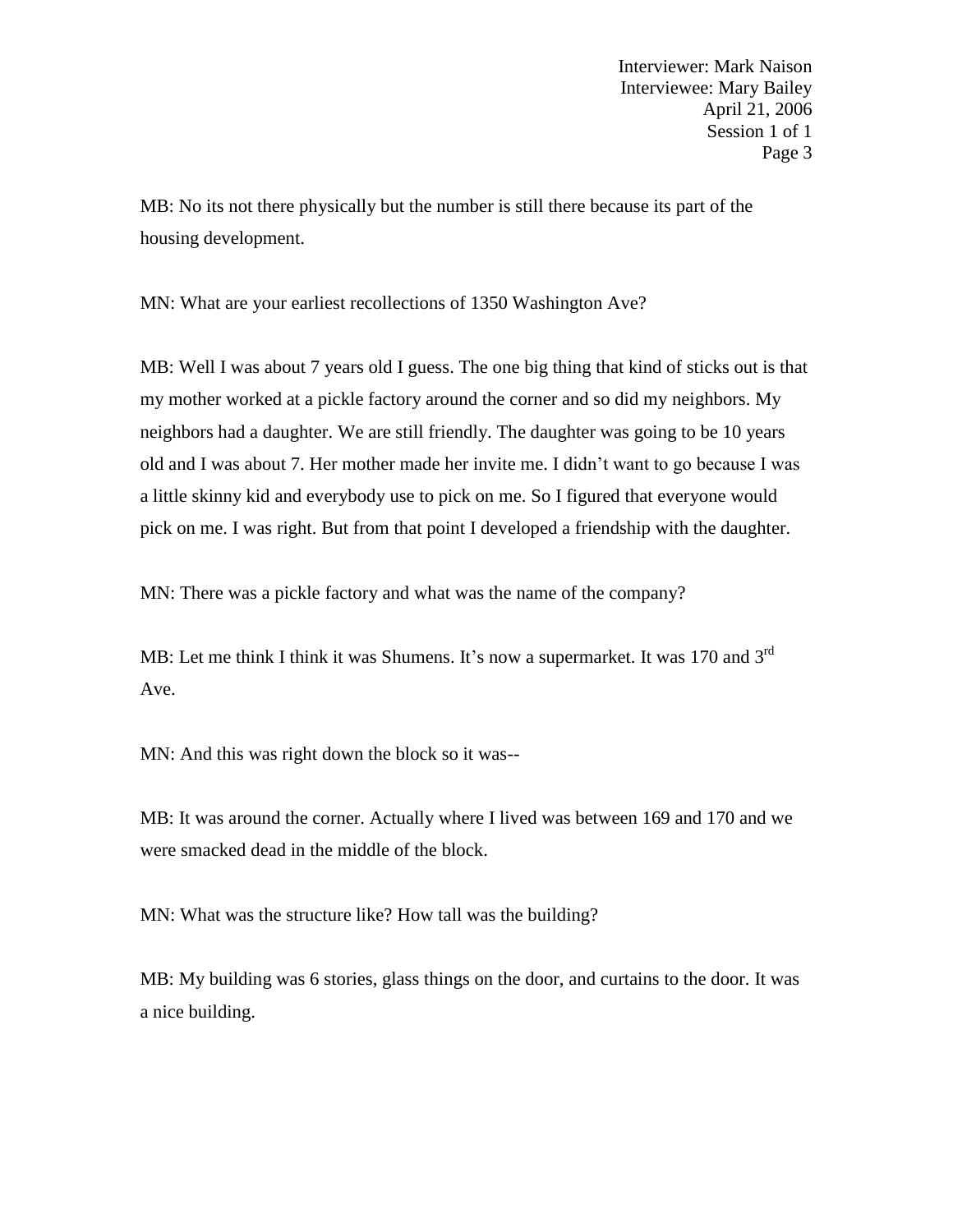MB: No its not there physically but the number is still there because its part of the housing development.

MN: What are your earliest recollections of 1350 Washington Ave?

MB: Well I was about 7 years old I guess. The one big thing that kind of sticks out is that my mother worked at a pickle factory around the corner and so did my neighbors. My neighbors had a daughter. We are still friendly. The daughter was going to be 10 years old and I was about 7. Her mother made her invite me. I didn't want to go because I was a little skinny kid and everybody use to pick on me. So I figured that everyone would pick on me. I was right. But from that point I developed a friendship with the daughter.

MN: There was a pickle factory and what was the name of the company?

MB: Let me think I think it was Shumens. It's now a supermarket. It was 170 and 3rd Ave.

MN: And this was right down the block so it was--

MB: It was around the corner. Actually where I lived was between 169 and 170 and we were smacked dead in the middle of the block.

MN: What was the structure like? How tall was the building?

MB: My building was 6 stories, glass things on the door, and curtains to the door. It was a nice building.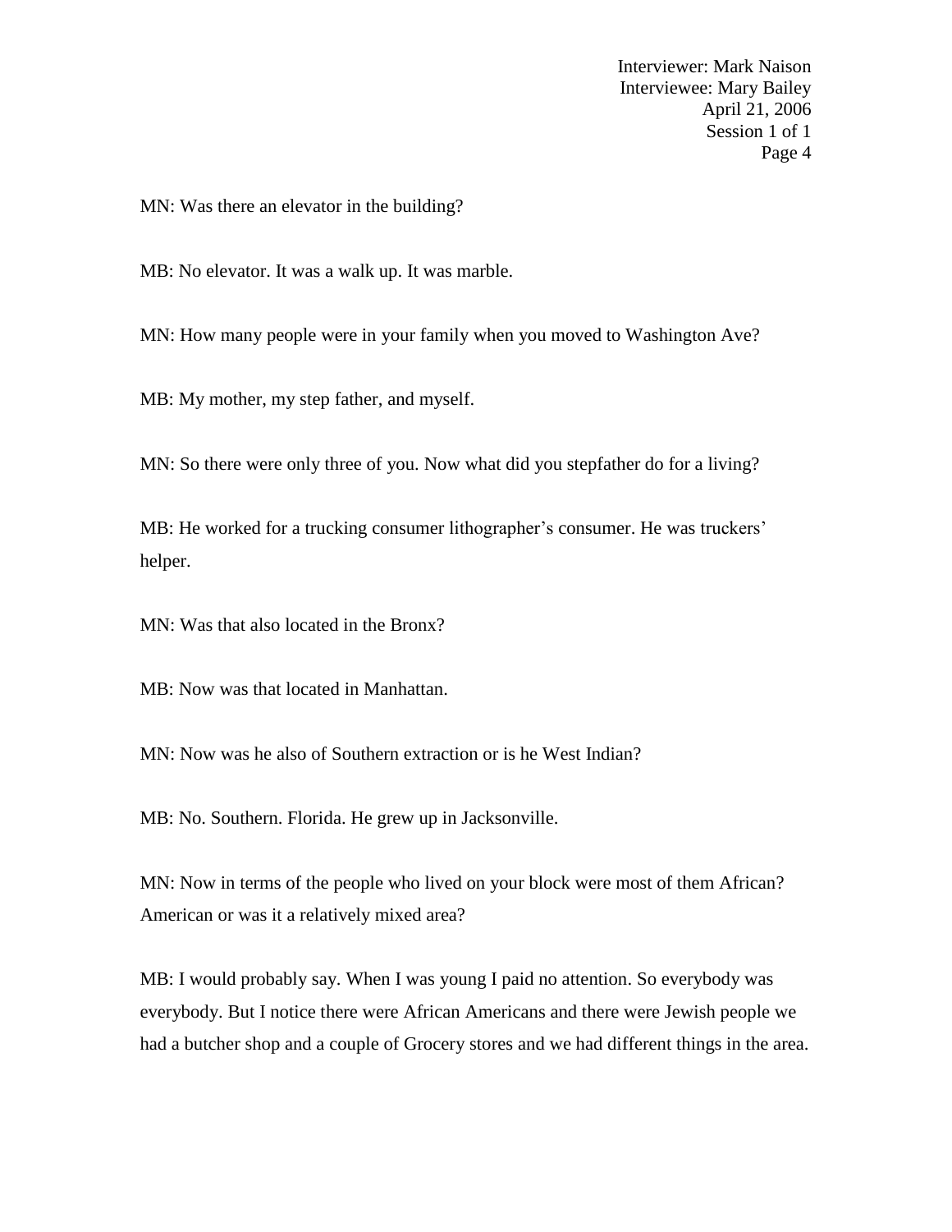MN: Was there an elevator in the building?

MB: No elevator. It was a walk up. It was marble.

MN: How many people were in your family when you moved to Washington Ave?

MB: My mother, my step father, and myself.

MN: So there were only three of you. Now what did you stepfather do for a living?

MB: He worked for a trucking consumer lithographer's consumer. He was truckers' helper.

MN: Was that also located in the Bronx?

MB: Now was that located in Manhattan.

MN: Now was he also of Southern extraction or is he West Indian?

MB: No. Southern. Florida. He grew up in Jacksonville.

MN: Now in terms of the people who lived on your block were most of them African? American or was it a relatively mixed area?

MB: I would probably say. When I was young I paid no attention. So everybody was everybody. But I notice there were African Americans and there were Jewish people we had a butcher shop and a couple of Grocery stores and we had different things in the area.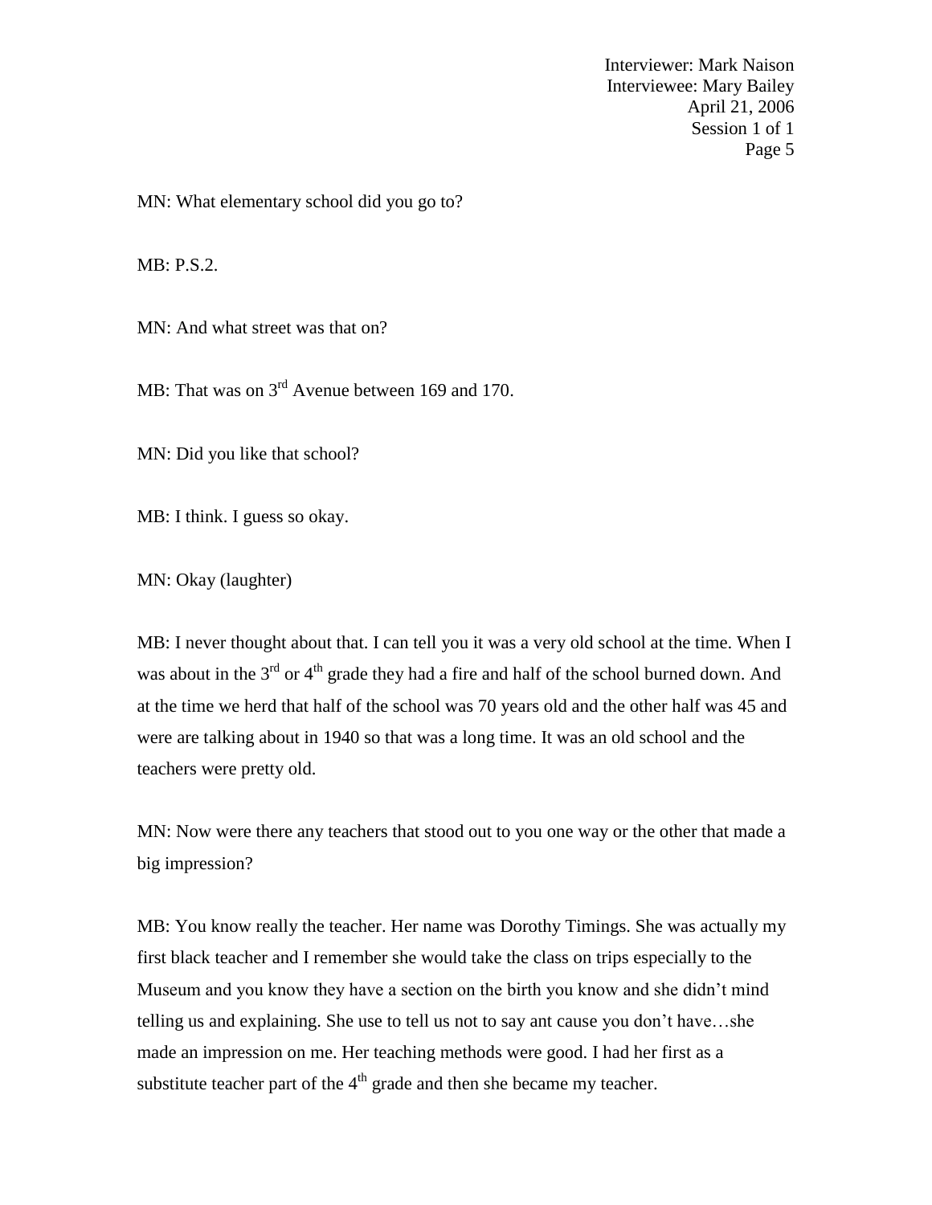MN: What elementary school did you go to?

MB: P.S.2.

MN: And what street was that on?

MB: That was on 3rd Avenue between 169 and 170.

MN: Did you like that school?

MB: I think. I guess so okay.

MN: Okay (laughter)

MB: I never thought about that. I can tell you it was a very old school at the time. When I was about in the 3rd or 4th grade they had a fire and half of the school burned down. And at the time we herd that half of the school was 70 years old and the other half was 45 and were are talking about in 1940 so that was a long time. It was an old school and the teachers were pretty old.

MN: Now were there any teachers that stood out to you one way or the other that made a big impression?

MB: You know really the teacher. Her name was Dorothy Timings. She was actually my first black teacher and I remember she would take the class on trips especially to the Museum and you know they have a section on the birth you know and she didn't mind telling us and explaining. She use to tell us not to say ant cause you don't have…she made an impression on me. Her teaching methods were good. I had her first as a substitute teacher part of the 4th grade and then she became my teacher.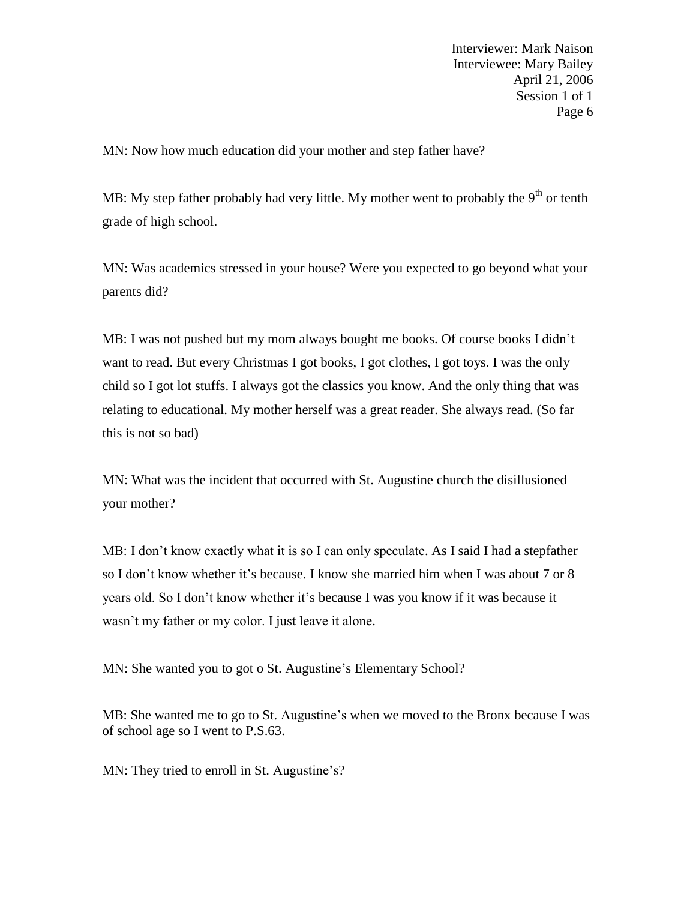MN: Now how much education did your mother and step father have?

MB: My step father probably had very little. My mother went to probably the 9th or tenth grade of high school.

MN: Was academics stressed in your house? Were you expected to go beyond what your parents did?

MB: I was not pushed but my mom always bought me books. Of course books I didn't want to read. But every Christmas I got books, I got clothes, I got toys. I was the only child so I got lot stuffs. I always got the classics you know. And the only thing that was relating to educational. My mother herself was a great reader. She always read. (So far this is not so bad)

MN: What was the incident that occurred with St. Augustine church the disillusioned your mother?

MB: I don't know exactly what it is so I can only speculate. As I said I had a stepfather so I don't know whether it's because. I know she married him when I was about 7 or 8 years old. So I don't know whether it's because I was you know if it was because it wasn't my father or my color. I just leave it alone.

MN: She wanted you to got o St. Augustine's Elementary School?

MB: She wanted me to go to St. Augustine's when we moved to the Bronx because I was of school age so I went to P.S.63.

MN: They tried to enroll in St. Augustine's?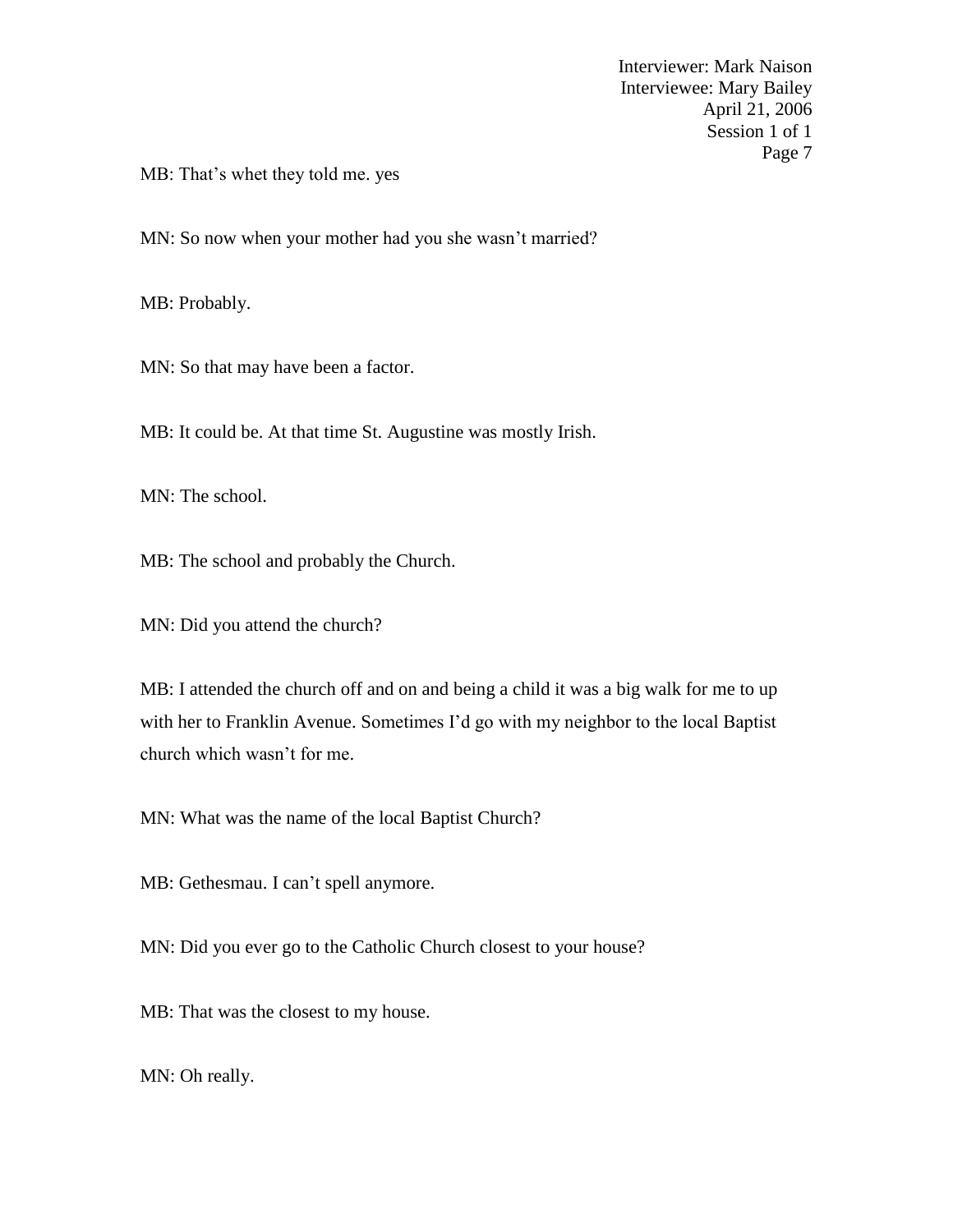MB: That's whet they told me. yes

MN: So now when your mother had you she wasn't married?

MB: Probably.

MN: So that may have been a factor.

MB: It could be. At that time St. Augustine was mostly Irish.

MN: The school.

MB: The school and probably the Church.

MN: Did you attend the church?

MB: I attended the church off and on and being a child it was a big walk for me to up with her to Franklin Avenue. Sometimes I'd go with my neighbor to the local Baptist church which wasn't for me.

MN: What was the name of the local Baptist Church?

MB: Gethesmau. I can't spell anymore.

MN: Did you ever go to the Catholic Church closest to your house?

MB: That was the closest to my house.

MN: Oh really.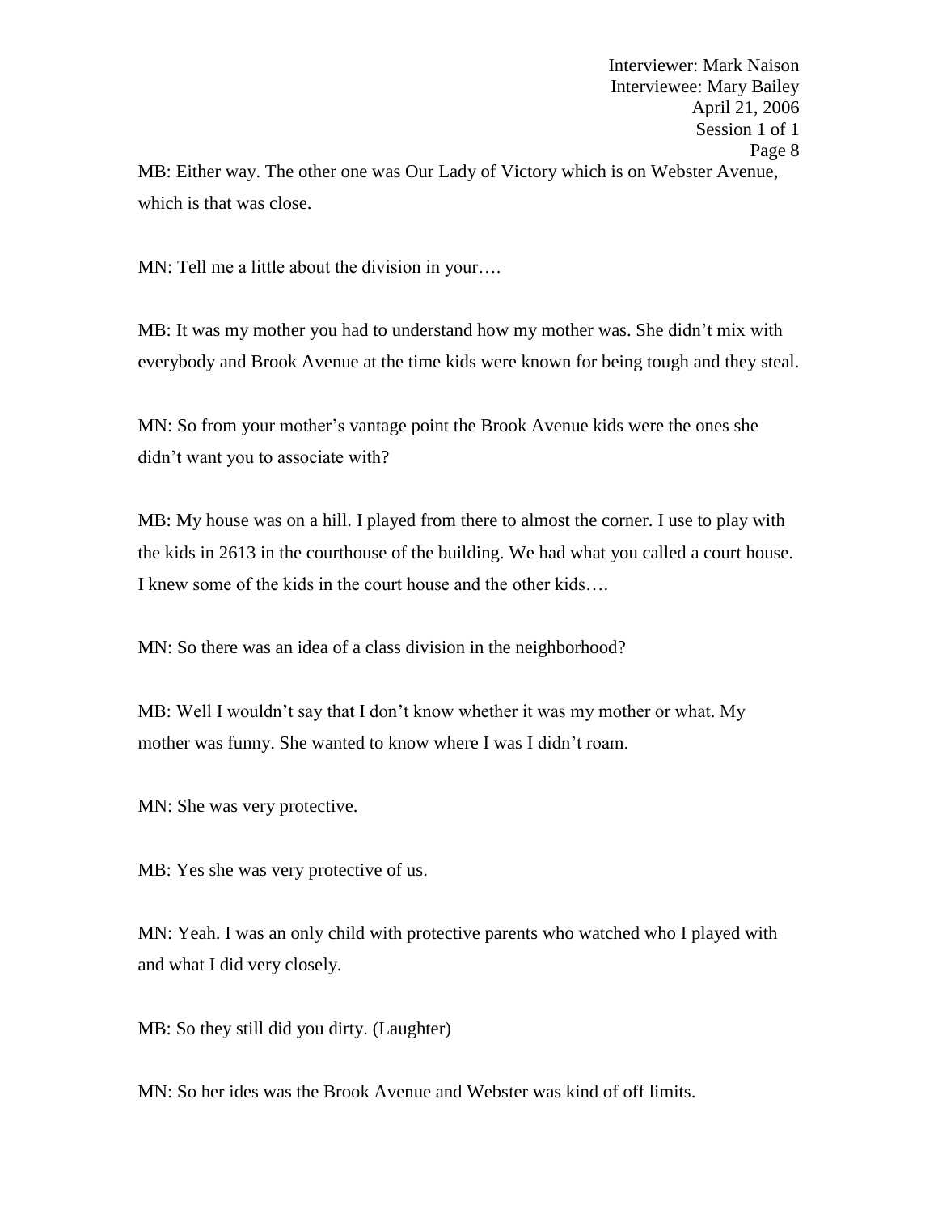MB: Either way. The other one was Our Lady of Victory which is on Webster Avenue, which is that was close.

MN: Tell me a little about the division in your….

MB: It was my mother you had to understand how my mother was. She didn't mix with everybody and Brook Avenue at the time kids were known for being tough and they steal.

MN: So from your mother's vantage point the Brook Avenue kids were the ones she didn't want you to associate with?

MB: My house was on a hill. I played from there to almost the corner. I use to play with the kids in 2613 in the courthouse of the building. We had what you called a court house. I knew some of the kids in the court house and the other kids….

MN: So there was an idea of a class division in the neighborhood?

MB: Well I wouldn't say that I don't know whether it was my mother or what. My mother was funny. She wanted to know where I was I didn't roam.

MN: She was very protective.

MB: Yes she was very protective of us.

MN: Yeah. I was an only child with protective parents who watched who I played with and what I did very closely.

MB: So they still did you dirty. (Laughter)

MN: So her ides was the Brook Avenue and Webster was kind of off limits.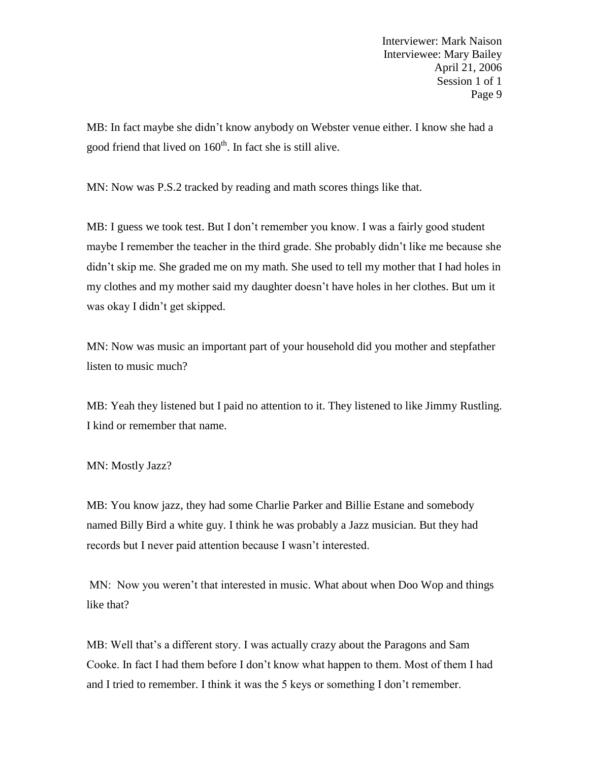MB: In fact maybe she didn't know anybody on Webster venue either. I know she had a good friend that lived on 160th. In fact she is still alive.

MN: Now was P.S.2 tracked by reading and math scores things like that.

MB: I guess we took test. But I don't remember you know. I was a fairly good student maybe I remember the teacher in the third grade. She probably didn't like me because she didn't skip me. She graded me on my math. She used to tell my mother that I had holes in my clothes and my mother said my daughter doesn't have holes in her clothes. But um it was okay I didn't get skipped.

MN: Now was music an important part of your household did you mother and stepfather listen to music much?

MB: Yeah they listened but I paid no attention to it. They listened to like Jimmy Rustling. I kind or remember that name.

MN: Mostly Jazz?

MB: You know jazz, they had some Charlie Parker and Billie Estane and somebody named Billy Bird a white guy. I think he was probably a Jazz musician. But they had records but I never paid attention because I wasn't interested.

MN: Now you weren't that interested in music. What about when Doo Wop and things like that?

MB: Well that's a different story. I was actually crazy about the Paragons and Sam Cooke. In fact I had them before I don't know what happen to them. Most of them I had and I tried to remember. I think it was the 5 keys or something I don't remember.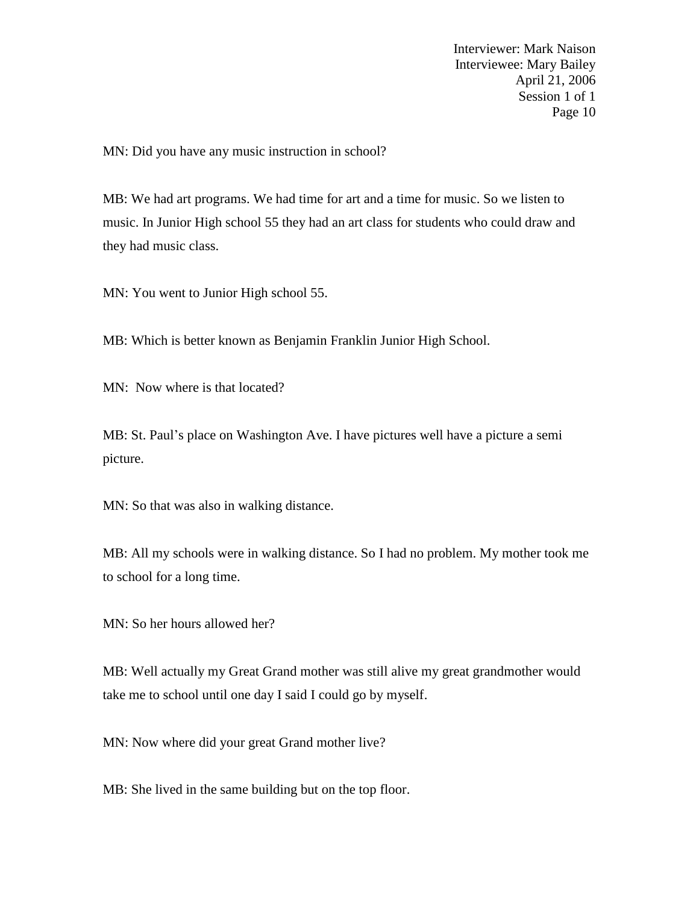MN: Did you have any music instruction in school?

MB: We had art programs. We had time for art and a time for music. So we listen to music. In Junior High school 55 they had an art class for students who could draw and they had music class.

MN: You went to Junior High school 55.

MB: Which is better known as Benjamin Franklin Junior High School.

MN: Now where is that located?

MB: St. Paul's place on Washington Ave. I have pictures well have a picture a semi picture.

MN: So that was also in walking distance.

MB: All my schools were in walking distance. So I had no problem. My mother took me to school for a long time.

MN: So her hours allowed her?

MB: Well actually my Great Grand mother was still alive my great grandmother would take me to school until one day I said I could go by myself.

MN: Now where did your great Grand mother live?

MB: She lived in the same building but on the top floor.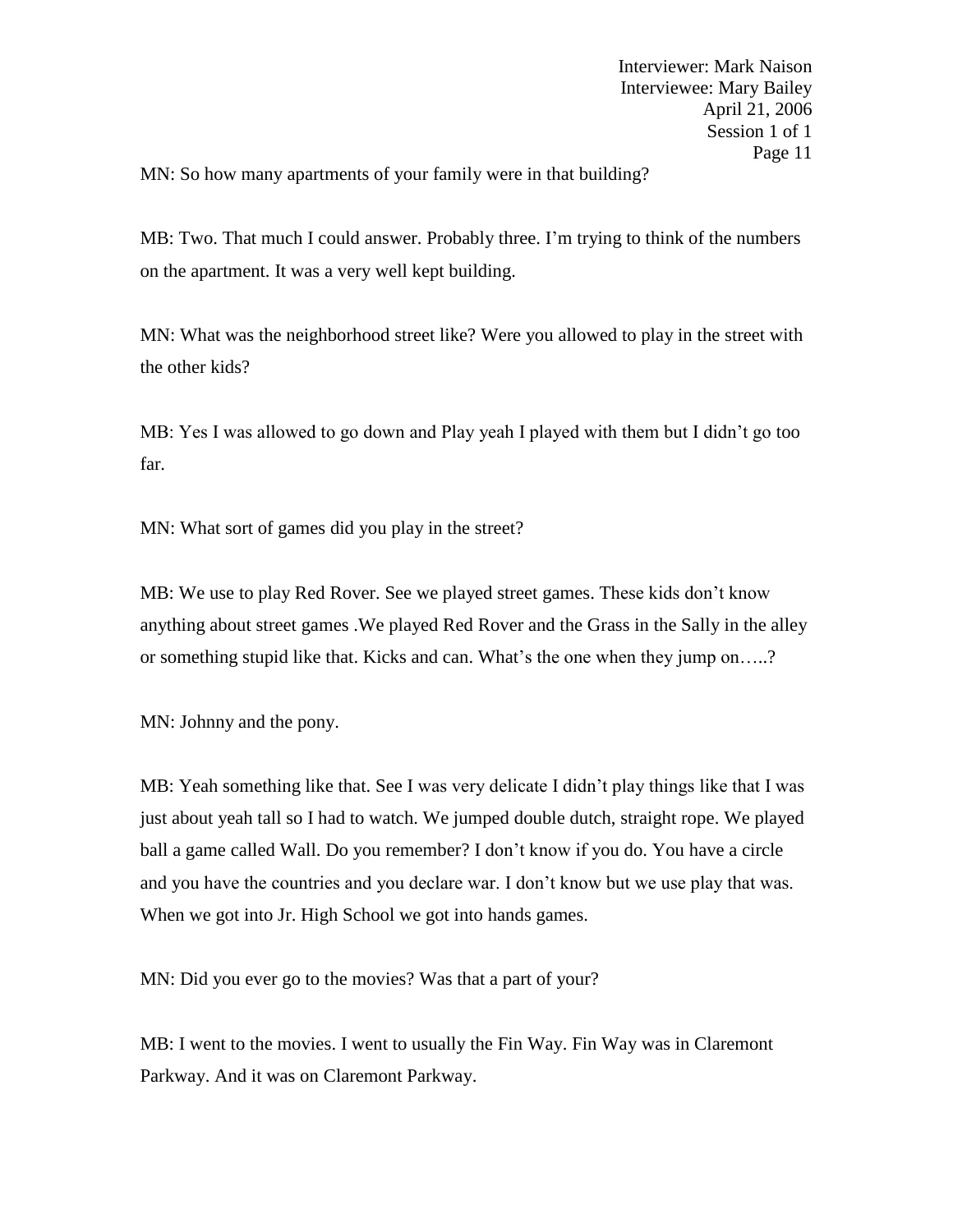MN: So how many apartments of your family were in that building?

MB: Two. That much I could answer. Probably three. I'm trying to think of the numbers on the apartment. It was a very well kept building.

MN: What was the neighborhood street like? Were you allowed to play in the street with the other kids?

MB: Yes I was allowed to go down and Play yeah I played with them but I didn't go too far.

MN: What sort of games did you play in the street?

MB: We use to play Red Rover. See we played street games. These kids don't know anything about street games .We played Red Rover and the Grass in the Sally in the alley or something stupid like that. Kicks and can. What's the one when they jump on…..?

MN: Johnny and the pony.

MB: Yeah something like that. See I was very delicate I didn't play things like that I was just about yeah tall so I had to watch. We jumped double dutch, straight rope. We played ball a game called Wall. Do you remember? I don't know if you do. You have a circle and you have the countries and you declare war. I don't know but we use play that was. When we got into Jr. High School we got into hands games.

MN: Did you ever go to the movies? Was that a part of your?

MB: I went to the movies. I went to usually the Fin Way. Fin Way was in Claremont Parkway. And it was on Claremont Parkway.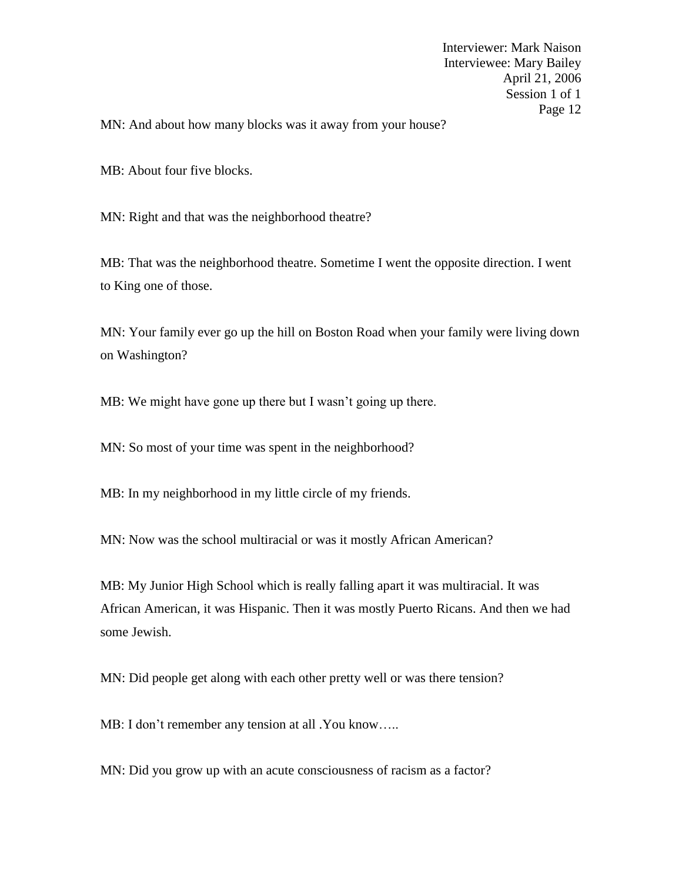MN: And about how many blocks was it away from your house?

MB: About four five blocks.

MN: Right and that was the neighborhood theatre?

MB: That was the neighborhood theatre. Sometime I went the opposite direction. I went to King one of those.

MN: Your family ever go up the hill on Boston Road when your family were living down on Washington?

MB: We might have gone up there but I wasn't going up there.

MN: So most of your time was spent in the neighborhood?

MB: In my neighborhood in my little circle of my friends.

MN: Now was the school multiracial or was it mostly African American?

MB: My Junior High School which is really falling apart it was multiracial. It was African American, it was Hispanic. Then it was mostly Puerto Ricans. And then we had some Jewish.

MN: Did people get along with each other pretty well or was there tension?

MB: I don't remember any tension at all .You know…..

MN: Did you grow up with an acute consciousness of racism as a factor?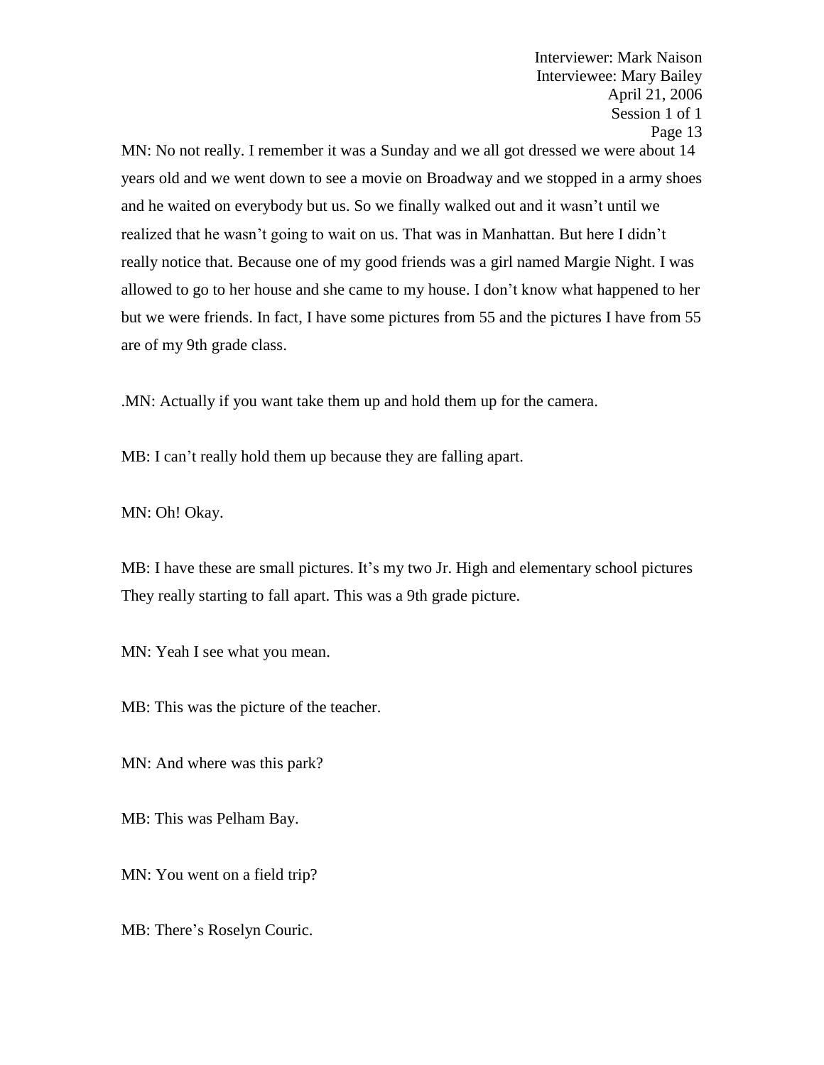MN: No not really. I remember it was a Sunday and we all got dressed we were about 14 years old and we went down to see a movie on Broadway and we stopped in a army shoes and he waited on everybody but us. So we finally walked out and it wasn't until we realized that he wasn't going to wait on us. That was in Manhattan. But here I didn't really notice that. Because one of my good friends was a girl named Margie Night. I was allowed to go to her house and she came to my house. I don't know what happened to her but we were friends. In fact, I have some pictures from 55 and the pictures I have from 55 are of my 9th grade class.

.MN: Actually if you want take them up and hold them up for the camera.

MB: I can't really hold them up because they are falling apart.

MN: Oh! Okay.

MB: I have these are small pictures. It's my two Jr. High and elementary school pictures They really starting to fall apart. This was a 9th grade picture.

MN: Yeah I see what you mean.

MB: This was the picture of the teacher.

MN: And where was this park?

MB: This was Pelham Bay.

MN: You went on a field trip?

MB: There's Roselyn Couric.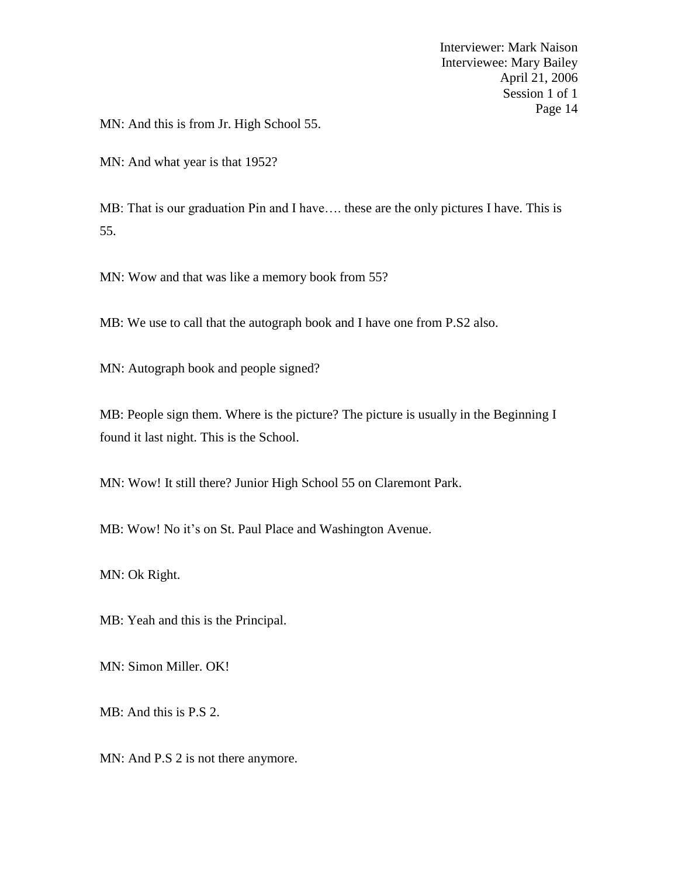MN: And this is from Jr. High School 55.

MN: And what year is that 1952?

MB: That is our graduation Pin and I have…. these are the only pictures I have. This is 55.

MN: Wow and that was like a memory book from 55?

MB: We use to call that the autograph book and I have one from P.S2 also.

MN: Autograph book and people signed?

MB: People sign them. Where is the picture? The picture is usually in the Beginning I found it last night. This is the School.

MN: Wow! It still there? Junior High School 55 on Claremont Park.

MB: Wow! No it's on St. Paul Place and Washington Avenue.

MN: Ok Right.

MB: Yeah and this is the Principal.

MN: Simon Miller. OK!

MB: And this is P.S 2.

MN: And P.S 2 is not there anymore.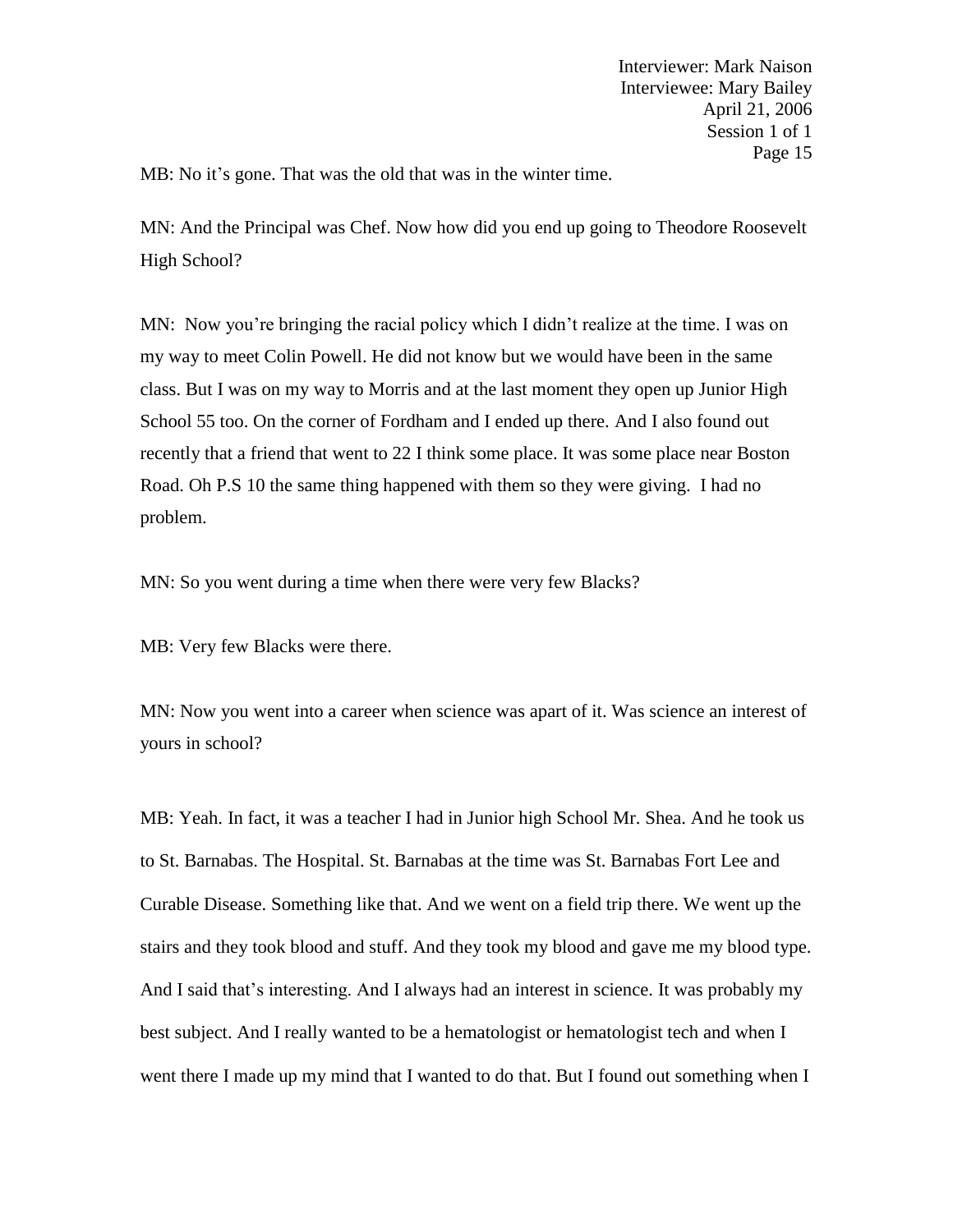MB: No it's gone. That was the old that was in the winter time.

MN: And the Principal was Chef. Now how did you end up going to Theodore Roosevelt High School?

MN: Now you're bringing the racial policy which I didn't realize at the time. I was on my way to meet Colin Powell. He did not know but we would have been in the same class. But I was on my way to Morris and at the last moment they open up Junior High School 55 too. On the corner of Fordham and I ended up there. And I also found out recently that a friend that went to 22 I think some place. It was some place near Boston Road. Oh P.S 10 the same thing happened with them so they were giving. I had no problem.

MN: So you went during a time when there were very few Blacks?

MB: Very few Blacks were there.

MN: Now you went into a career when science was apart of it. Was science an interest of yours in school?

MB: Yeah. In fact, it was a teacher I had in Junior high School Mr. Shea. And he took us to St. Barnabas. The Hospital. St. Barnabas at the time was St. Barnabas Fort Lee and Curable Disease. Something like that. And we went on a field trip there. We went up the stairs and they took blood and stuff. And they took my blood and gave me my blood type. And I said that's interesting. And I always had an interest in science. It was probably my best subject. And I really wanted to be a hematologist or hematologist tech and when I went there I made up my mind that I wanted to do that. But I found out something when I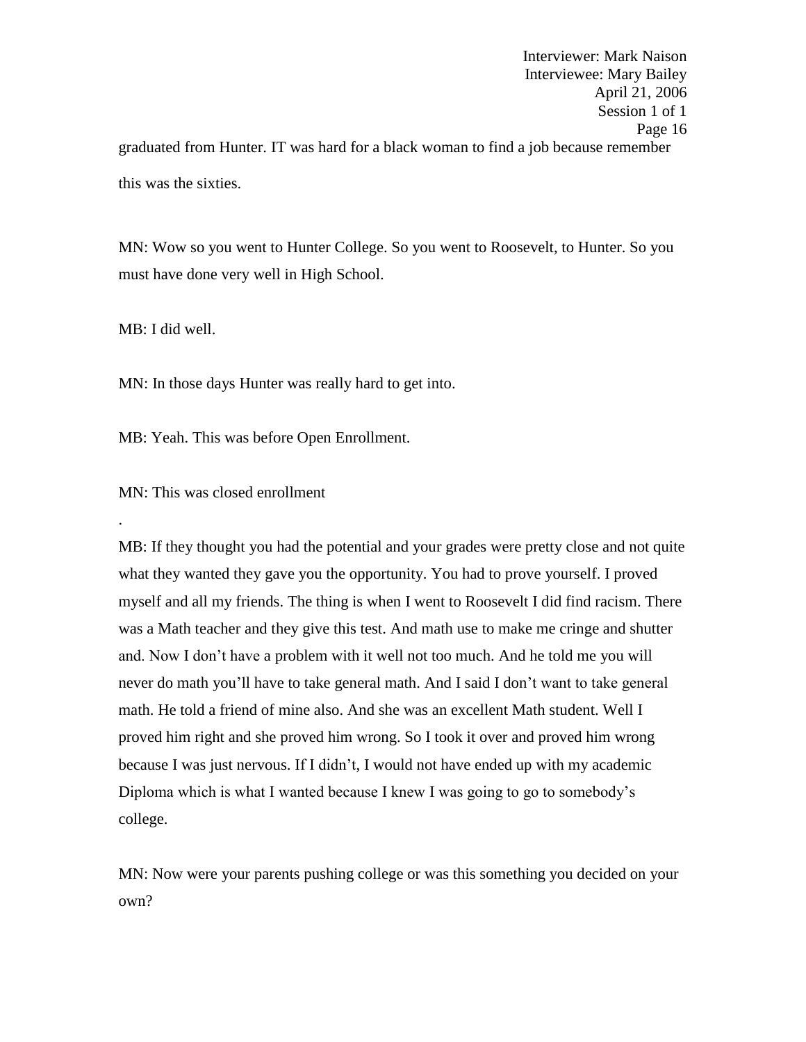graduated from Hunter. IT was hard for a black woman to find a job because remember this was the sixties.

MN: Wow so you went to Hunter College. So you went to Roosevelt, to Hunter. So you must have done very well in High School.

MB: I did well.

MN: In those days Hunter was really hard to get into.

MB: Yeah. This was before Open Enrollment.

MN: This was closed enrollment

.

MB: If they thought you had the potential and your grades were pretty close and not quite what they wanted they gave you the opportunity. You had to prove yourself. I proved myself and all my friends. The thing is when I went to Roosevelt I did find racism. There was a Math teacher and they give this test. And math use to make me cringe and shutter and. Now I don't have a problem with it well not too much. And he told me you will never do math you'll have to take general math. And I said I don't want to take general math. He told a friend of mine also. And she was an excellent Math student. Well I proved him right and she proved him wrong. So I took it over and proved him wrong because I was just nervous. If I didn't, I would not have ended up with my academic Diploma which is what I wanted because I knew I was going to go to somebody's college.

MN: Now were your parents pushing college or was this something you decided on your own?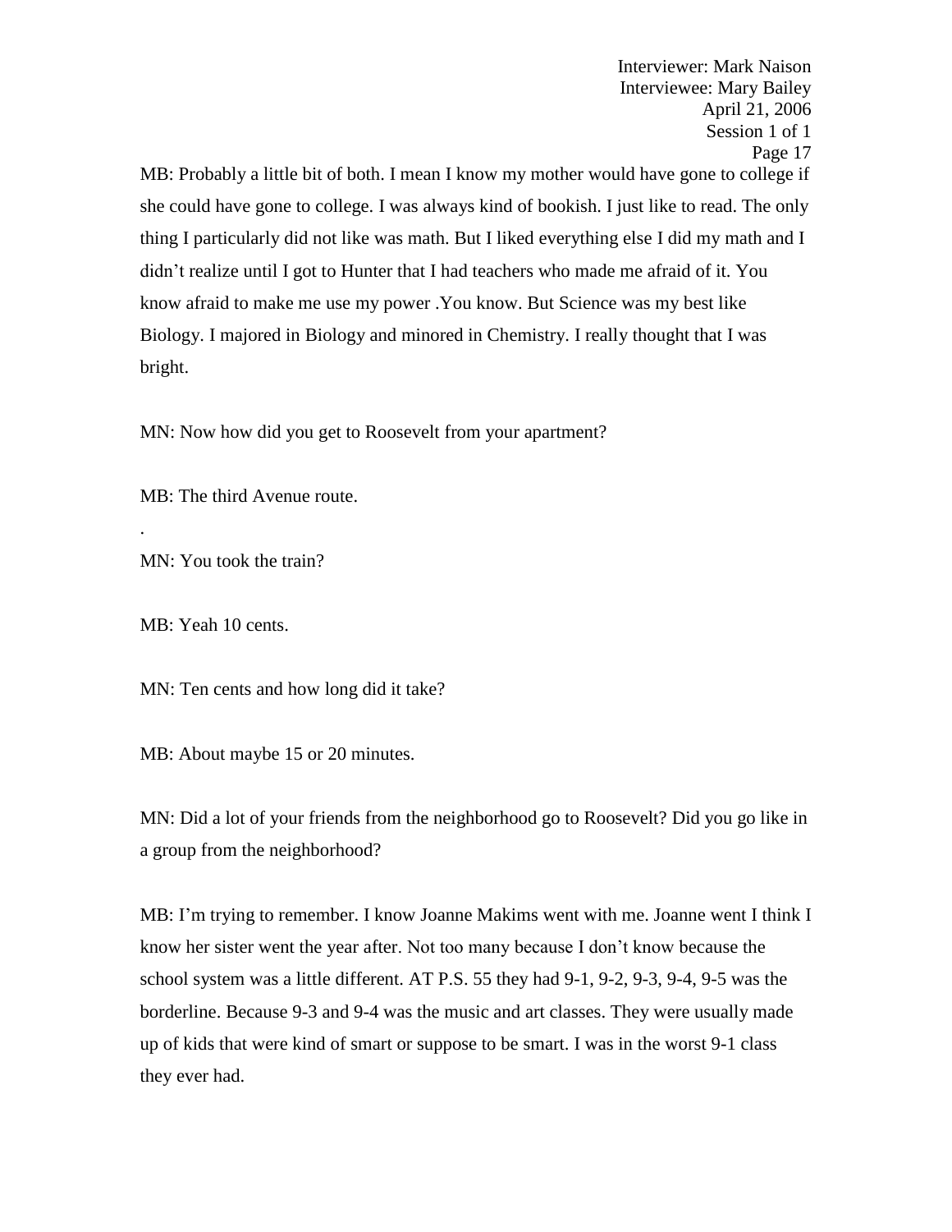MB: Probably a little bit of both. I mean I know my mother would have gone to college if she could have gone to college. I was always kind of bookish. I just like to read. The only thing I particularly did not like was math. But I liked everything else I did my math and I didn't realize until I got to Hunter that I had teachers who made me afraid of it. You know afraid to make me use my power .You know. But Science was my best like Biology. I majored in Biology and minored in Chemistry. I really thought that I was bright.

MN: Now how did you get to Roosevelt from your apartment?

MB: The third Avenue route.

.

MN: You took the train?

MB: Yeah 10 cents.

MN: Ten cents and how long did it take?

MB: About maybe 15 or 20 minutes.

MN: Did a lot of your friends from the neighborhood go to Roosevelt? Did you go like in a group from the neighborhood?

MB: I'm trying to remember. I know Joanne Makims went with me. Joanne went I think I know her sister went the year after. Not too many because I don't know because the school system was a little different. AT P.S. 55 they had 9-1, 9-2, 9-3, 9-4, 9-5 was the borderline. Because 9-3 and 9-4 was the music and art classes. They were usually made up of kids that were kind of smart or suppose to be smart. I was in the worst 9-1 class they ever had.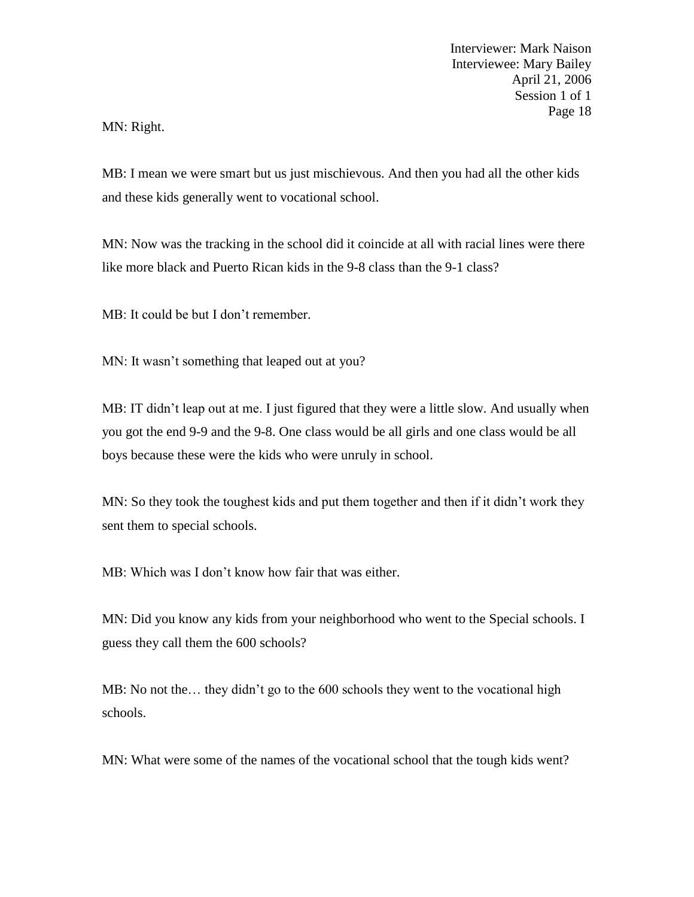MN: Right.

MB: I mean we were smart but us just mischievous. And then you had all the other kids and these kids generally went to vocational school.

MN: Now was the tracking in the school did it coincide at all with racial lines were there like more black and Puerto Rican kids in the 9-8 class than the 9-1 class?

MB: It could be but I don't remember.

MN: It wasn't something that leaped out at you?

MB: IT didn't leap out at me. I just figured that they were a little slow. And usually when you got the end 9-9 and the 9-8. One class would be all girls and one class would be all boys because these were the kids who were unruly in school.

MN: So they took the toughest kids and put them together and then if it didn't work they sent them to special schools.

MB: Which was I don't know how fair that was either.

MN: Did you know any kids from your neighborhood who went to the Special schools. I guess they call them the 600 schools?

MB: No not the… they didn't go to the 600 schools they went to the vocational high schools.

MN: What were some of the names of the vocational school that the tough kids went?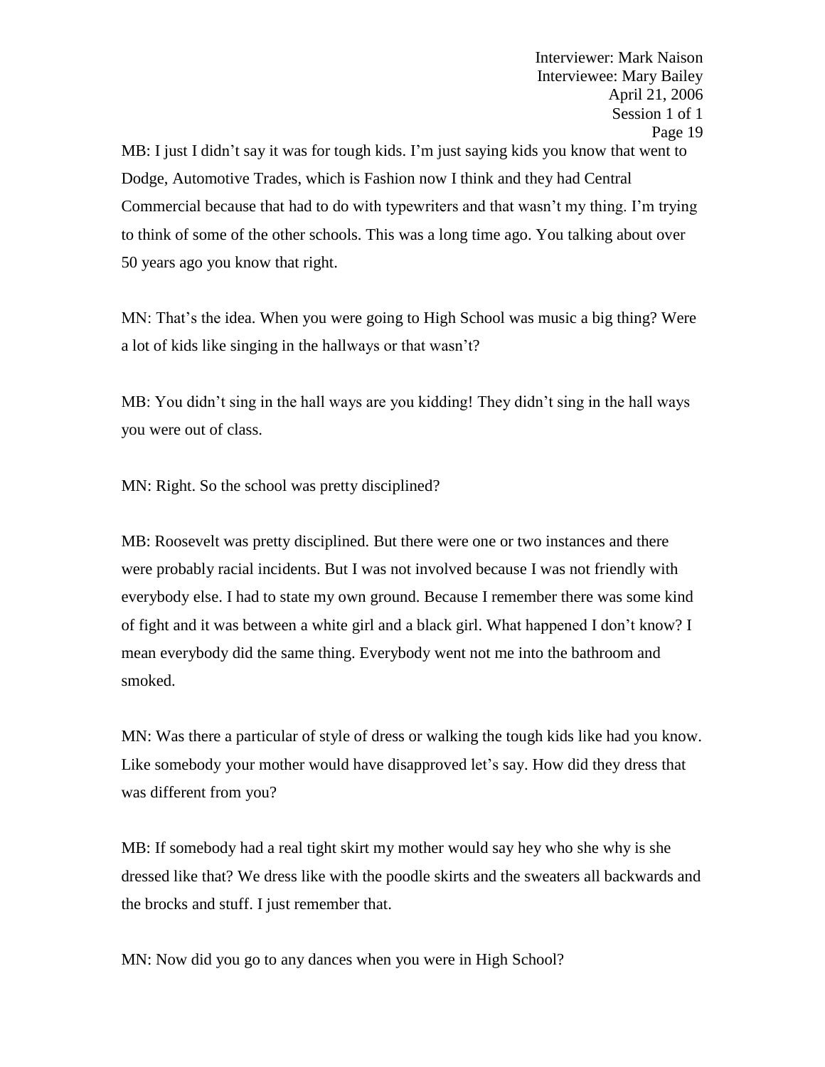MB: I just I didn't say it was for tough kids. I'm just saying kids you know that went to Dodge, Automotive Trades, which is Fashion now I think and they had Central Commercial because that had to do with typewriters and that wasn't my thing. I'm trying to think of some of the other schools. This was a long time ago. You talking about over 50 years ago you know that right.

MN: That's the idea. When you were going to High School was music a big thing? Were a lot of kids like singing in the hallways or that wasn't?

MB: You didn't sing in the hall ways are you kidding! They didn't sing in the hall ways you were out of class.

MN: Right. So the school was pretty disciplined?

MB: Roosevelt was pretty disciplined. But there were one or two instances and there were probably racial incidents. But I was not involved because I was not friendly with everybody else. I had to state my own ground. Because I remember there was some kind of fight and it was between a white girl and a black girl. What happened I don't know? I mean everybody did the same thing. Everybody went not me into the bathroom and smoked.

MN: Was there a particular of style of dress or walking the tough kids like had you know. Like somebody your mother would have disapproved let's say. How did they dress that was different from you?

MB: If somebody had a real tight skirt my mother would say hey who she why is she dressed like that? We dress like with the poodle skirts and the sweaters all backwards and the brocks and stuff. I just remember that.

MN: Now did you go to any dances when you were in High School?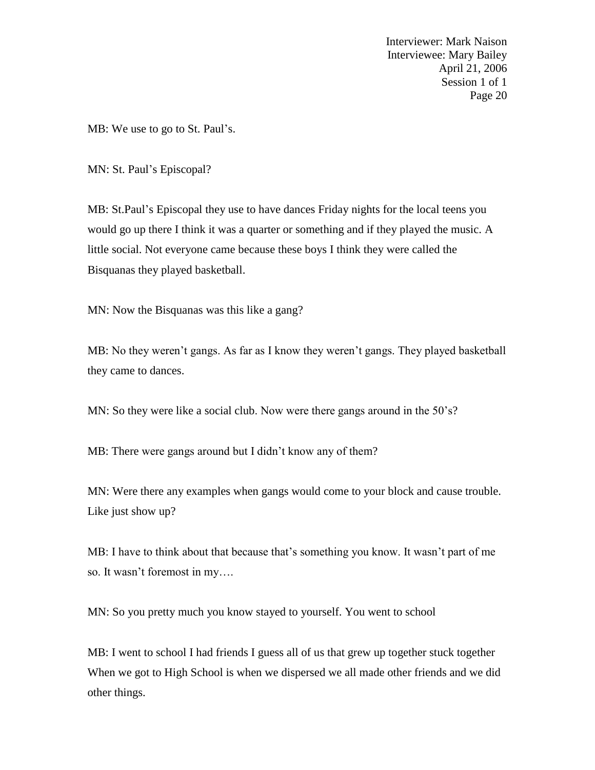MB: We use to go to St. Paul's.

MN: St. Paul's Episcopal?

MB: St.Paul's Episcopal they use to have dances Friday nights for the local teens you would go up there I think it was a quarter or something and if they played the music. A little social. Not everyone came because these boys I think they were called the Bisquanas they played basketball.

MN: Now the Bisquanas was this like a gang?

MB: No they weren't gangs. As far as I know they weren't gangs. They played basketball they came to dances.

MN: So they were like a social club. Now were there gangs around in the 50's?

MB: There were gangs around but I didn't know any of them?

MN: Were there any examples when gangs would come to your block and cause trouble. Like just show up?

MB: I have to think about that because that's something you know. It wasn't part of me so. It wasn't foremost in my….

MN: So you pretty much you know stayed to yourself. You went to school

MB: I went to school I had friends I guess all of us that grew up together stuck together When we got to High School is when we dispersed we all made other friends and we did other things.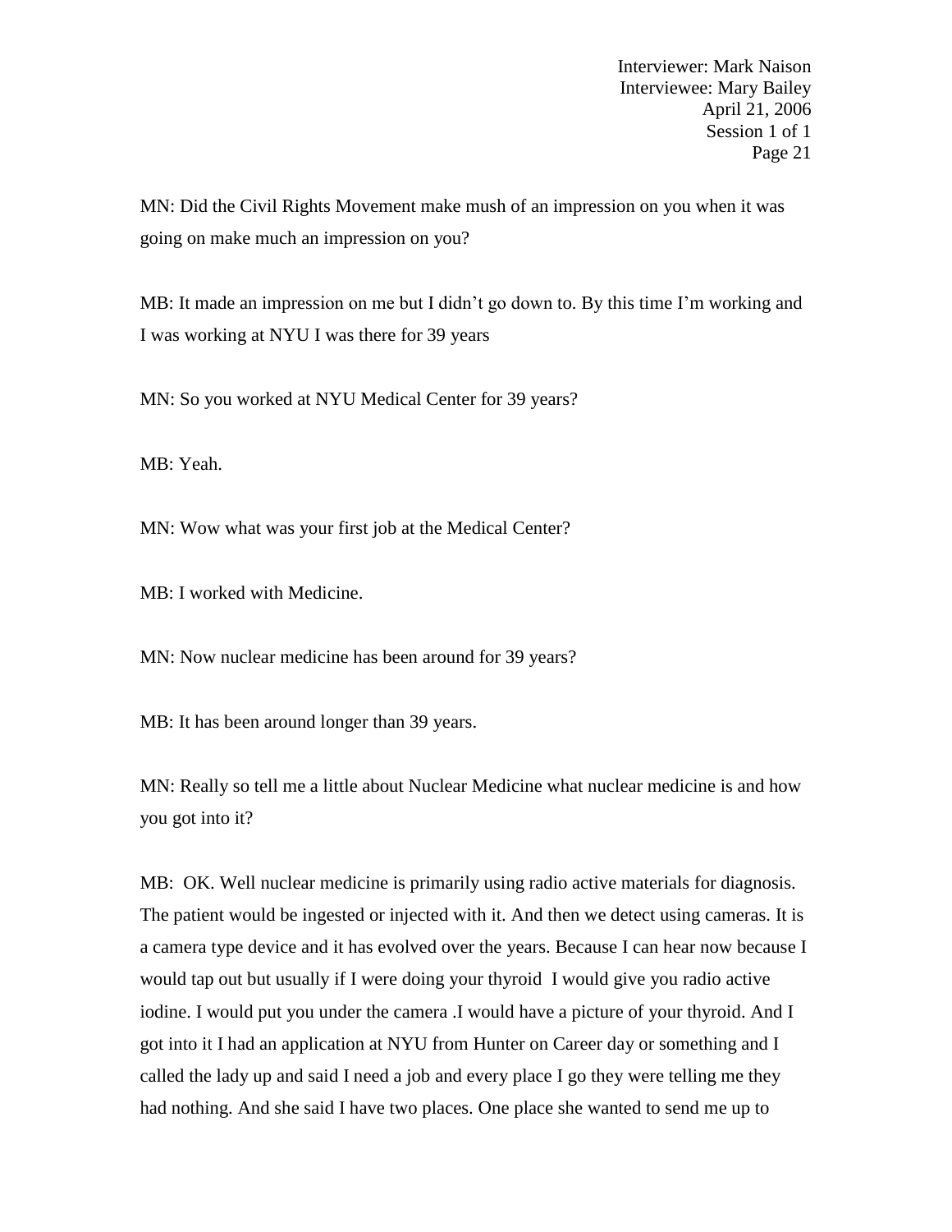MN: Did the Civil Rights Movement make mush of an impression on you when it was going on make much an impression on you?

MB: It made an impression on me but I didn't go down to. By this time I'm working and I was working at NYU I was there for 39 years

MN: So you worked at NYU Medical Center for 39 years?

MB: Yeah.

MN: Wow what was your first job at the Medical Center?

MB: I worked with Medicine.

MN: Now nuclear medicine has been around for 39 years?

MB: It has been around longer than 39 years.

MN: Really so tell me a little about Nuclear Medicine what nuclear medicine is and how you got into it?

MB: OK. Well nuclear medicine is primarily using radio active materials for diagnosis. The patient would be ingested or injected with it. And then we detect using cameras. It is a camera type device and it has evolved over the years. Because I can hear now because I would tap out but usually if I were doing your thyroid I would give you radio active iodine. I would put you under the camera .I would have a picture of your thyroid. And I got into it I had an application at NYU from Hunter on Career day or something and I called the lady up and said I need a job and every place I go they were telling me they had nothing. And she said I have two places. One place she wanted to send me up to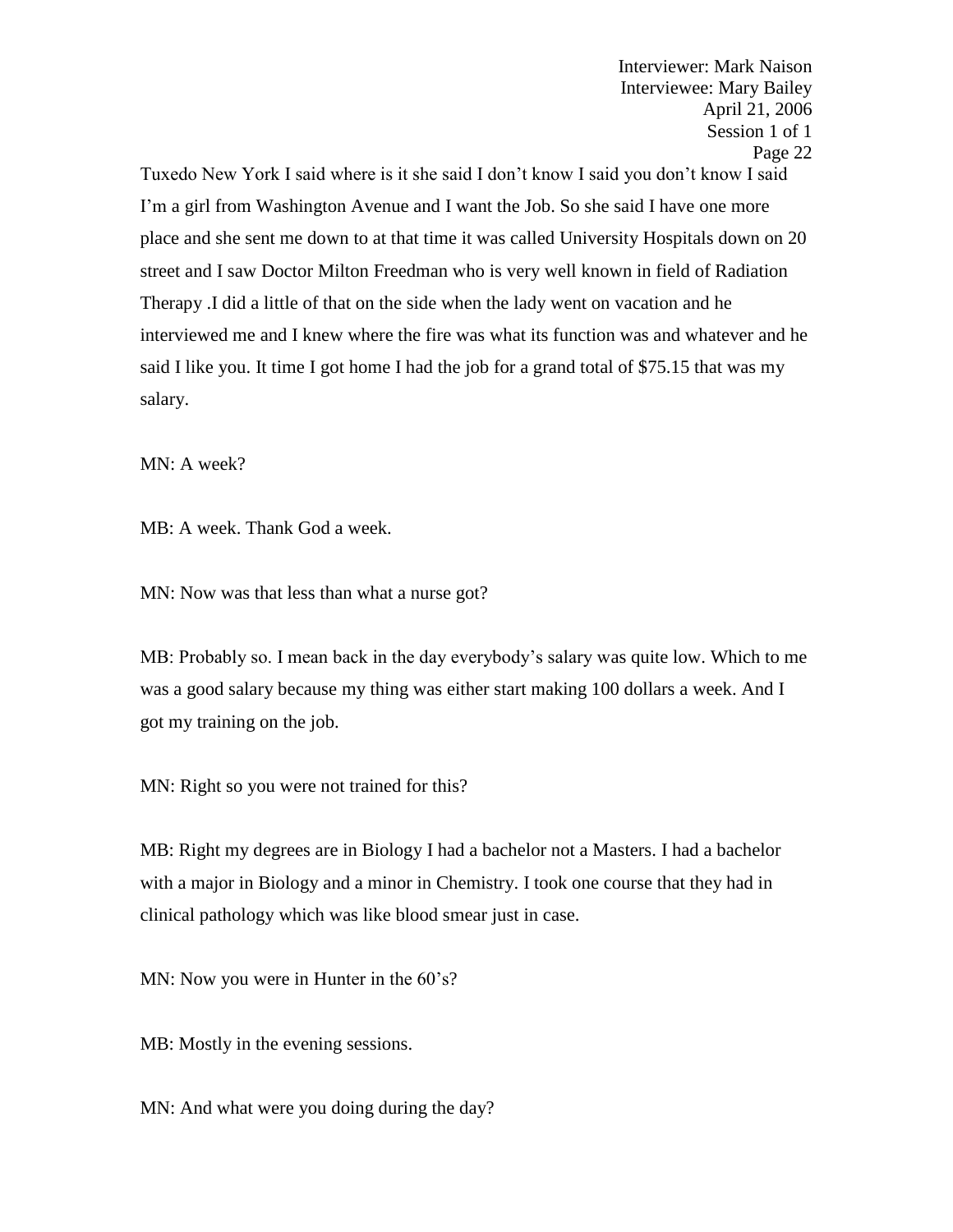Tuxedo New York I said where is it she said I don't know I said you don't know I said I'm a girl from Washington Avenue and I want the Job. So she said I have one more place and she sent me down to at that time it was called University Hospitals down on 20 street and I saw Doctor Milton Freedman who is very well known in field of Radiation Therapy .I did a little of that on the side when the lady went on vacation and he interviewed me and I knew where the fire was what its function was and whatever and he said I like you. It time I got home I had the job for a grand total of $75.15 that was my salary.

MN: A week?

MB: A week. Thank God a week.

MN: Now was that less than what a nurse got?

MB: Probably so. I mean back in the day everybody's salary was quite low. Which to me was a good salary because my thing was either start making 100 dollars a week. And I got my training on the job.

MN: Right so you were not trained for this?

MB: Right my degrees are in Biology I had a bachelor not a Masters. I had a bachelor with a major in Biology and a minor in Chemistry. I took one course that they had in clinical pathology which was like blood smear just in case.

MN: Now you were in Hunter in the 60's?

MB: Mostly in the evening sessions.

MN: And what were you doing during the day?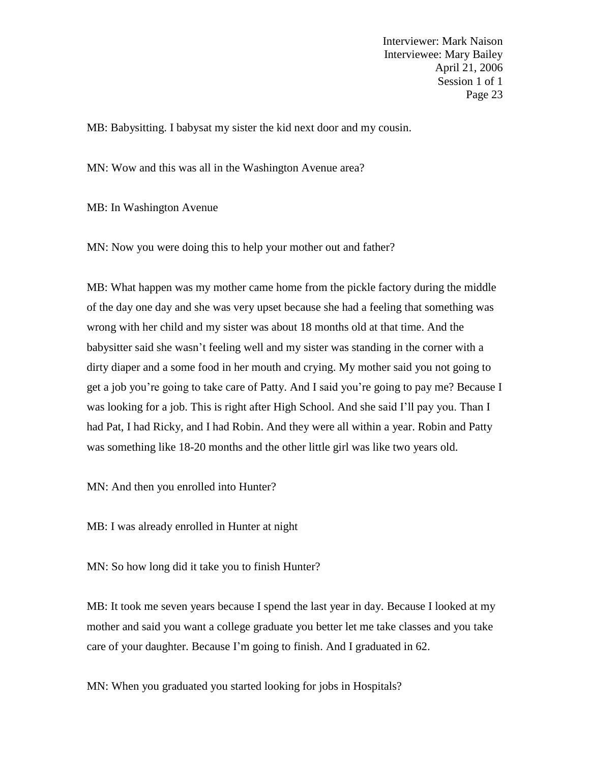MB: Babysitting. I babysat my sister the kid next door and my cousin.

MN: Wow and this was all in the Washington Avenue area?

MB: In Washington Avenue

MN: Now you were doing this to help your mother out and father?

MB: What happen was my mother came home from the pickle factory during the middle of the day one day and she was very upset because she had a feeling that something was wrong with her child and my sister was about 18 months old at that time. And the babysitter said she wasn't feeling well and my sister was standing in the corner with a dirty diaper and a some food in her mouth and crying. My mother said you not going to get a job you're going to take care of Patty. And I said you're going to pay me? Because I was looking for a job. This is right after High School. And she said I'll pay you. Than I had Pat, I had Ricky, and I had Robin. And they were all within a year. Robin and Patty was something like 18-20 months and the other little girl was like two years old.

MN: And then you enrolled into Hunter?

MB: I was already enrolled in Hunter at night

MN: So how long did it take you to finish Hunter?

MB: It took me seven years because I spend the last year in day. Because I looked at my mother and said you want a college graduate you better let me take classes and you take care of your daughter. Because I'm going to finish. And I graduated in 62.

MN: When you graduated you started looking for jobs in Hospitals?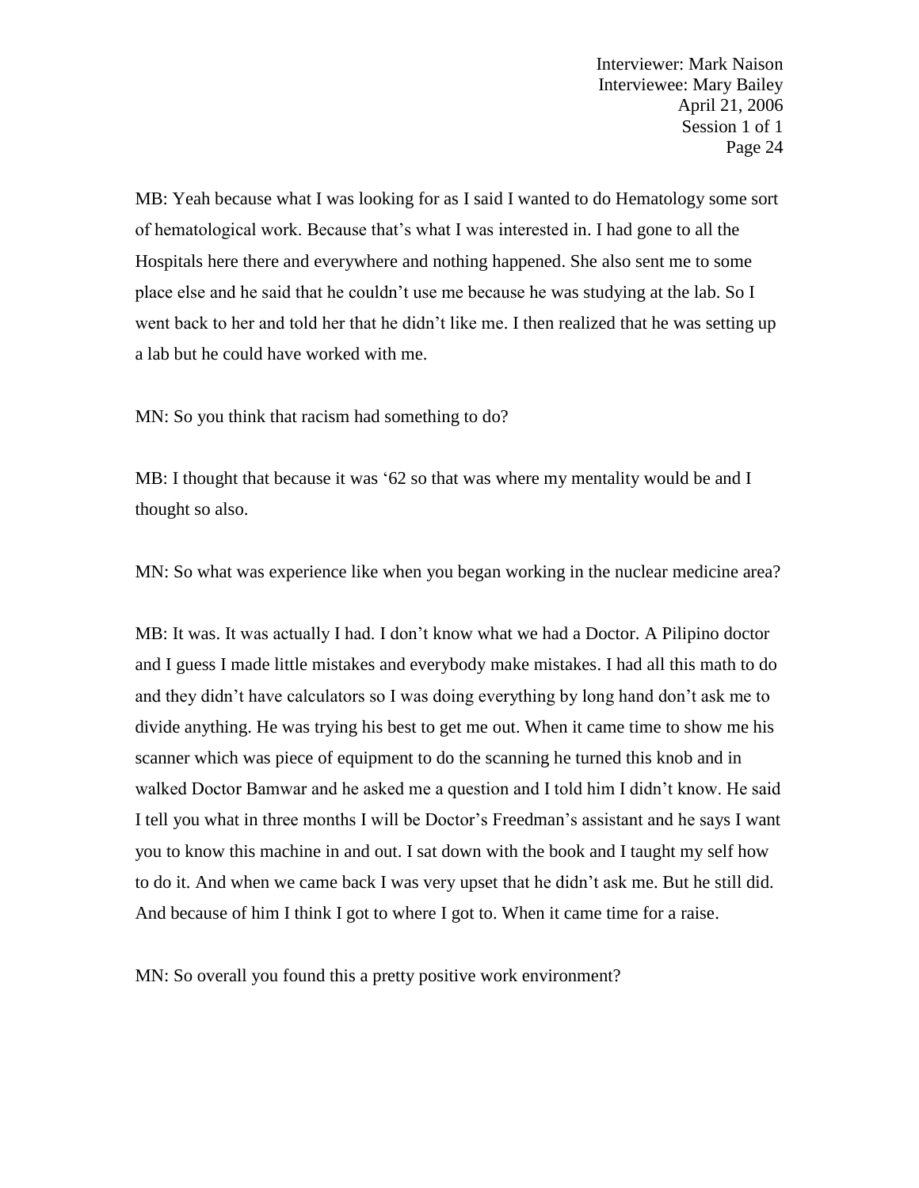MB: Yeah because what I was looking for as I said I wanted to do Hematology some sort of hematological work. Because that's what I was interested in. I had gone to all the Hospitals here there and everywhere and nothing happened. She also sent me to some place else and he said that he couldn't use me because he was studying at the lab. So I went back to her and told her that he didn't like me. I then realized that he was setting up a lab but he could have worked with me.

MN: So you think that racism had something to do?

MB: I thought that because it was '62 so that was where my mentality would be and I thought so also.

MN: So what was experience like when you began working in the nuclear medicine area?

MB: It was. It was actually I had. I don't know what we had a Doctor. A Pilipino doctor and I guess I made little mistakes and everybody make mistakes. I had all this math to do and they didn't have calculators so I was doing everything by long hand don't ask me to divide anything. He was trying his best to get me out. When it came time to show me his scanner which was piece of equipment to do the scanning he turned this knob and in walked Doctor Bamwar and he asked me a question and I told him I didn't know. He said I tell you what in three months I will be Doctor's Freedman's assistant and he says I want you to know this machine in and out. I sat down with the book and I taught my self how to do it. And when we came back I was very upset that he didn't ask me. But he still did. And because of him I think I got to where I got to. When it came time for a raise.

MN: So overall you found this a pretty positive work environment?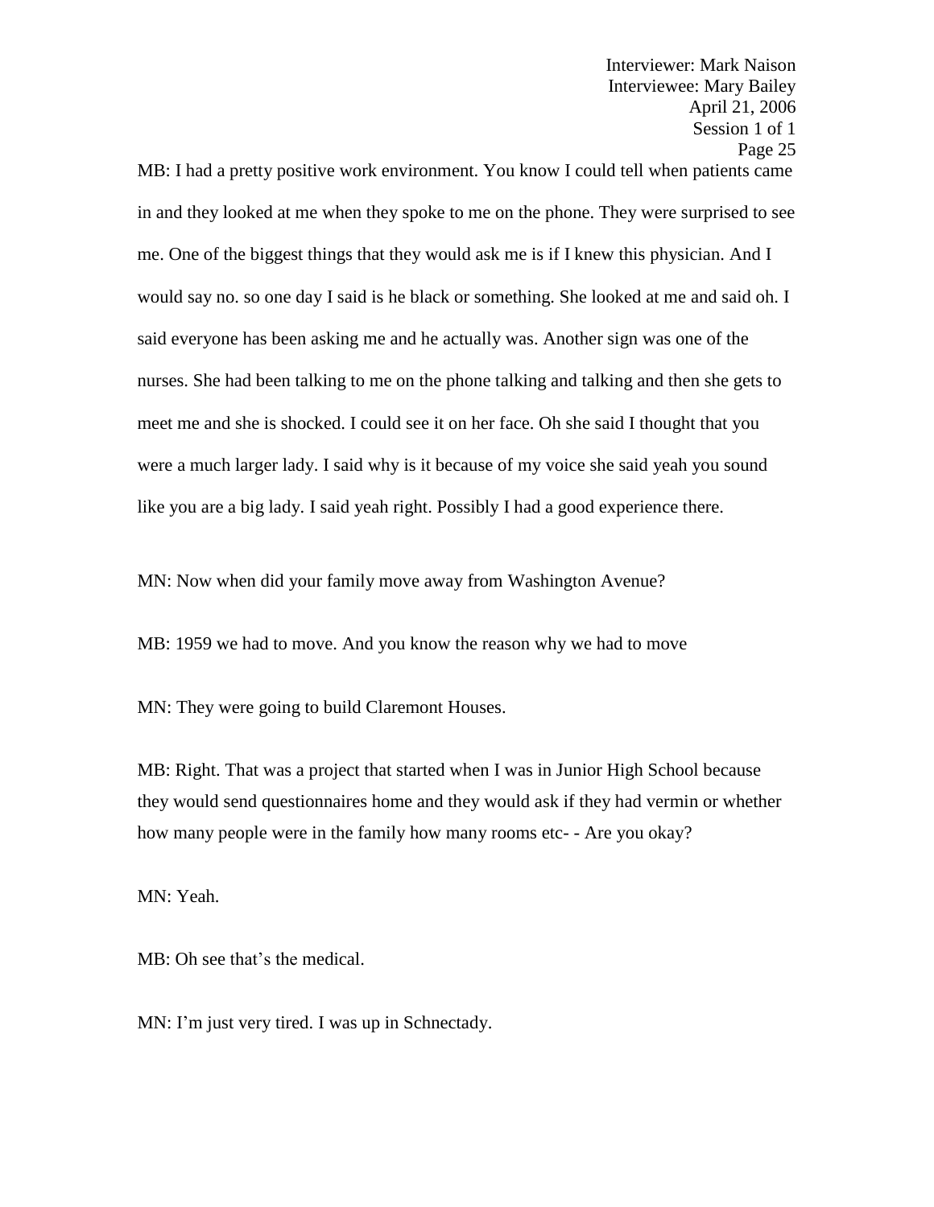MB: I had a pretty positive work environment. You know I could tell when patients came in and they looked at me when they spoke to me on the phone. They were surprised to see me. One of the biggest things that they would ask me is if I knew this physician. And I would say no. so one day I said is he black or something. She looked at me and said oh. I said everyone has been asking me and he actually was. Another sign was one of the nurses. She had been talking to me on the phone talking and talking and then she gets to meet me and she is shocked. I could see it on her face. Oh she said I thought that you were a much larger lady. I said why is it because of my voice she said yeah you sound like you are a big lady. I said yeah right. Possibly I had a good experience there.

MN: Now when did your family move away from Washington Avenue?

MB: 1959 we had to move. And you know the reason why we had to move

MN: They were going to build Claremont Houses.

MB: Right. That was a project that started when I was in Junior High School because they would send questionnaires home and they would ask if they had vermin or whether how many people were in the family how many rooms etc- - Are you okay?

MN: Yeah.

MB: Oh see that's the medical.

MN: I'm just very tired. I was up in Schnectady.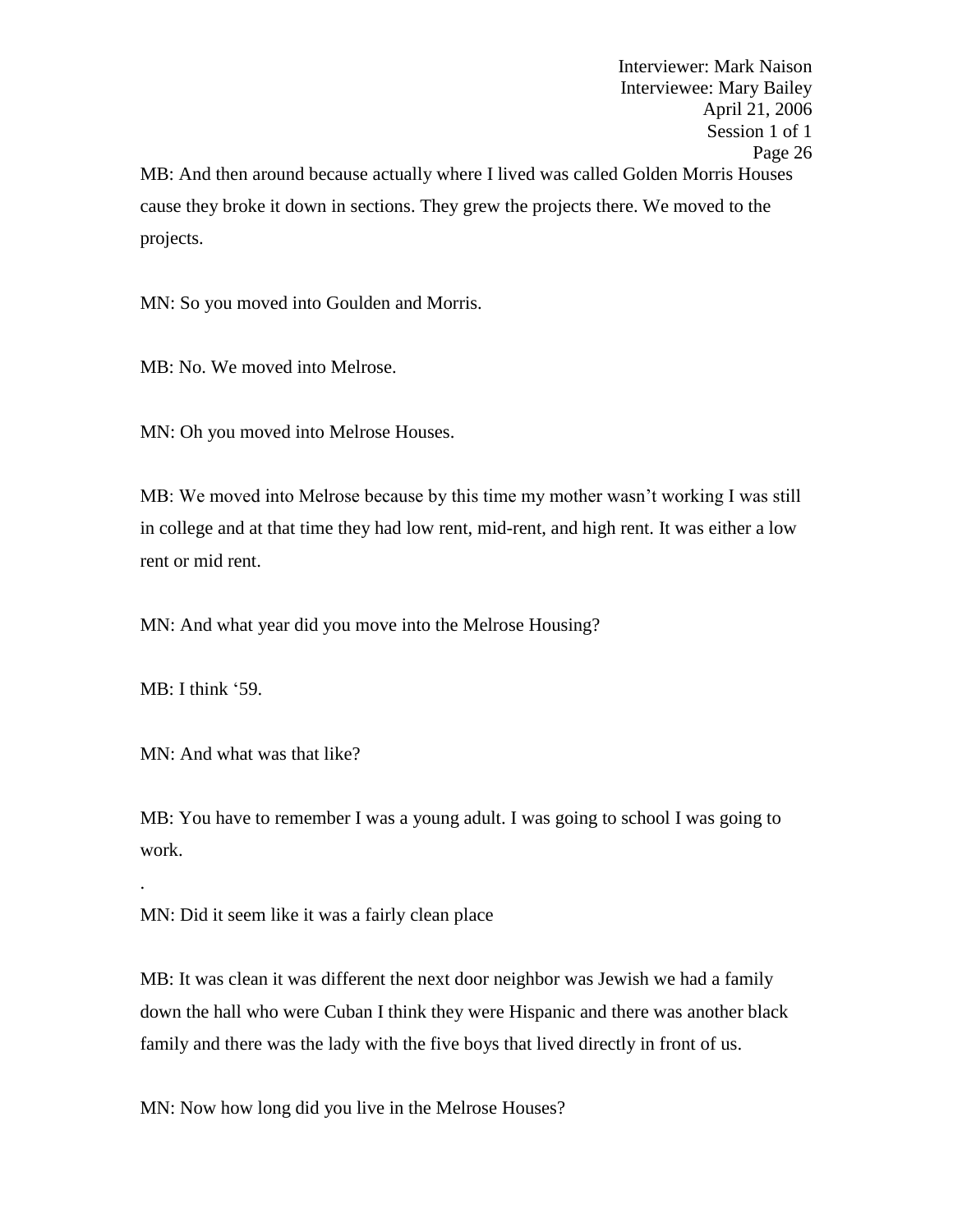MB: And then around because actually where I lived was called Golden Morris Houses cause they broke it down in sections. They grew the projects there. We moved to the projects.

MN: So you moved into Goulden and Morris.

MB: No. We moved into Melrose.

MN: Oh you moved into Melrose Houses.

MB: We moved into Melrose because by this time my mother wasn't working I was still in college and at that time they had low rent, mid-rent, and high rent. It was either a low rent or mid rent.

MN: And what year did you move into the Melrose Housing?

MB: I think '59.

MN: And what was that like?

MB: You have to remember I was a young adult. I was going to school I was going to work.

.

MN: Did it seem like it was a fairly clean place

MB: It was clean it was different the next door neighbor was Jewish we had a family down the hall who were Cuban I think they were Hispanic and there was another black family and there was the lady with the five boys that lived directly in front of us.

MN: Now how long did you live in the Melrose Houses?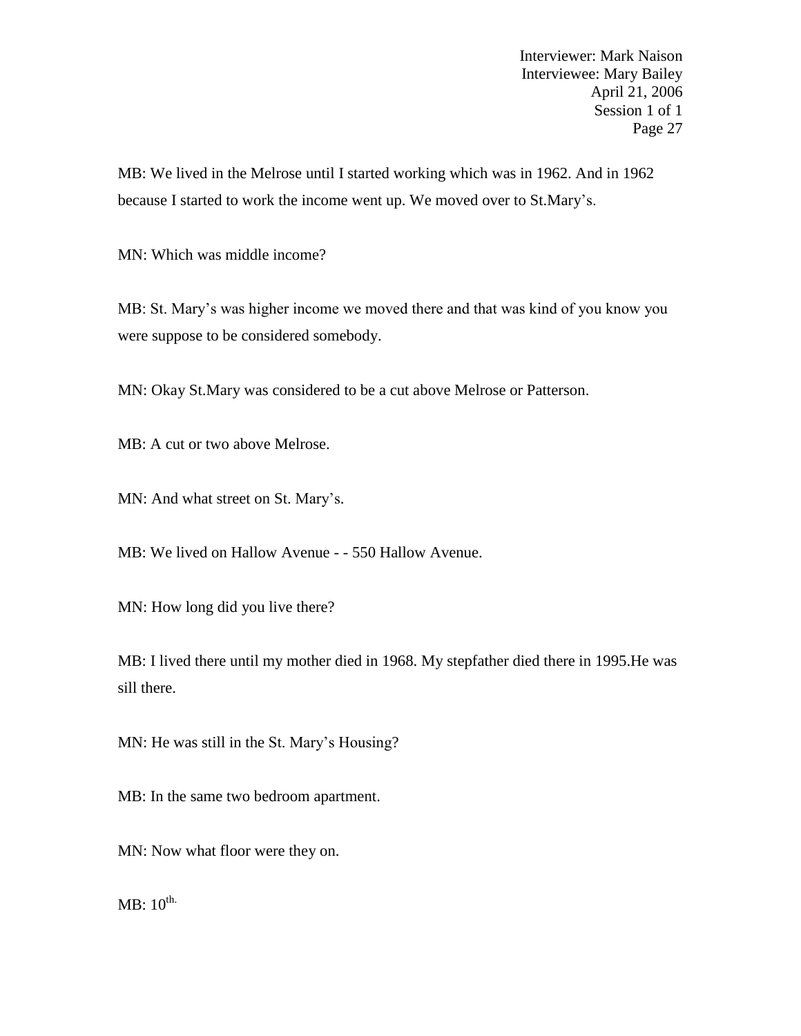MB: We lived in the Melrose until I started working which was in 1962. And in 1962 because I started to work the income went up. We moved over to St.Mary's.

MN: Which was middle income?

MB: St. Mary's was higher income we moved there and that was kind of you know you were suppose to be considered somebody.

MN: Okay St.Mary was considered to be a cut above Melrose or Patterson.

MB: A cut or two above Melrose.

MN: And what street on St. Mary's.

MB: We lived on Hallow Avenue - - 550 Hallow Avenue.

MN: How long did you live there?

MB: I lived there until my mother died in 1968. My stepfather died there in 1995.He was sill there.

MN: He was still in the St. Mary's Housing?

MB: In the same two bedroom apartment.

MN: Now what floor were they on.

MB: 10th.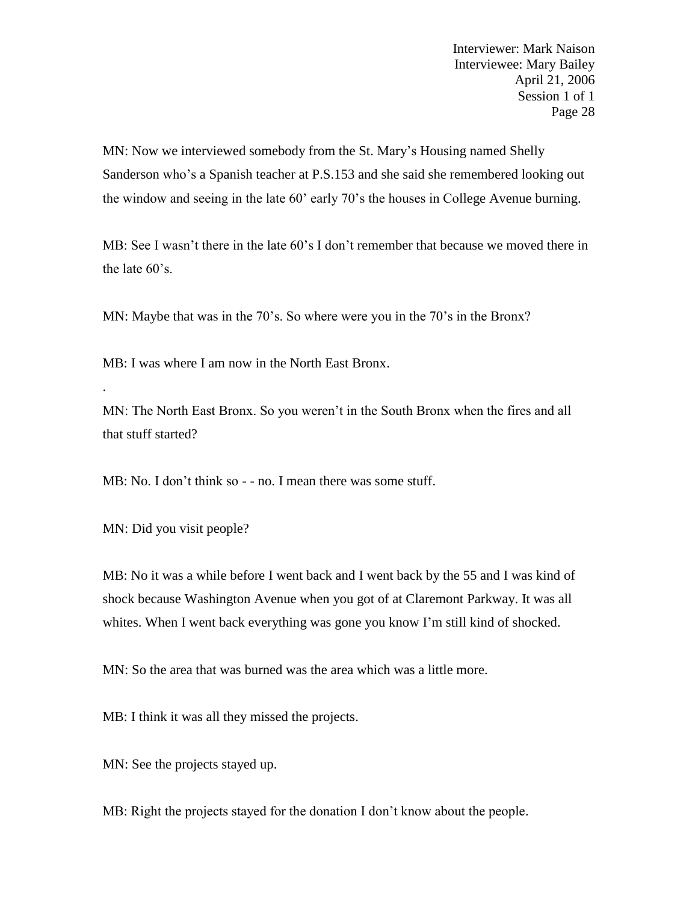MN: Now we interviewed somebody from the St. Mary's Housing named Shelly Sanderson who's a Spanish teacher at P.S.153 and she said she remembered looking out the window and seeing in the late 60' early 70's the houses in College Avenue burning.

MB: See I wasn't there in the late 60's I don't remember that because we moved there in the late 60's.

MN: Maybe that was in the 70's. So where were you in the 70's in the Bronx?

MB: I was where I am now in the North East Bronx.

.

MN: The North East Bronx. So you weren't in the South Bronx when the fires and all that stuff started?

MB: No. I don't think so - - no. I mean there was some stuff.

MN: Did you visit people?

MB: No it was a while before I went back and I went back by the 55 and I was kind of shock because Washington Avenue when you got of at Claremont Parkway. It was all whites. When I went back everything was gone you know I'm still kind of shocked.

MN: So the area that was burned was the area which was a little more.

MB: I think it was all they missed the projects.

MN: See the projects stayed up.

MB: Right the projects stayed for the donation I don't know about the people.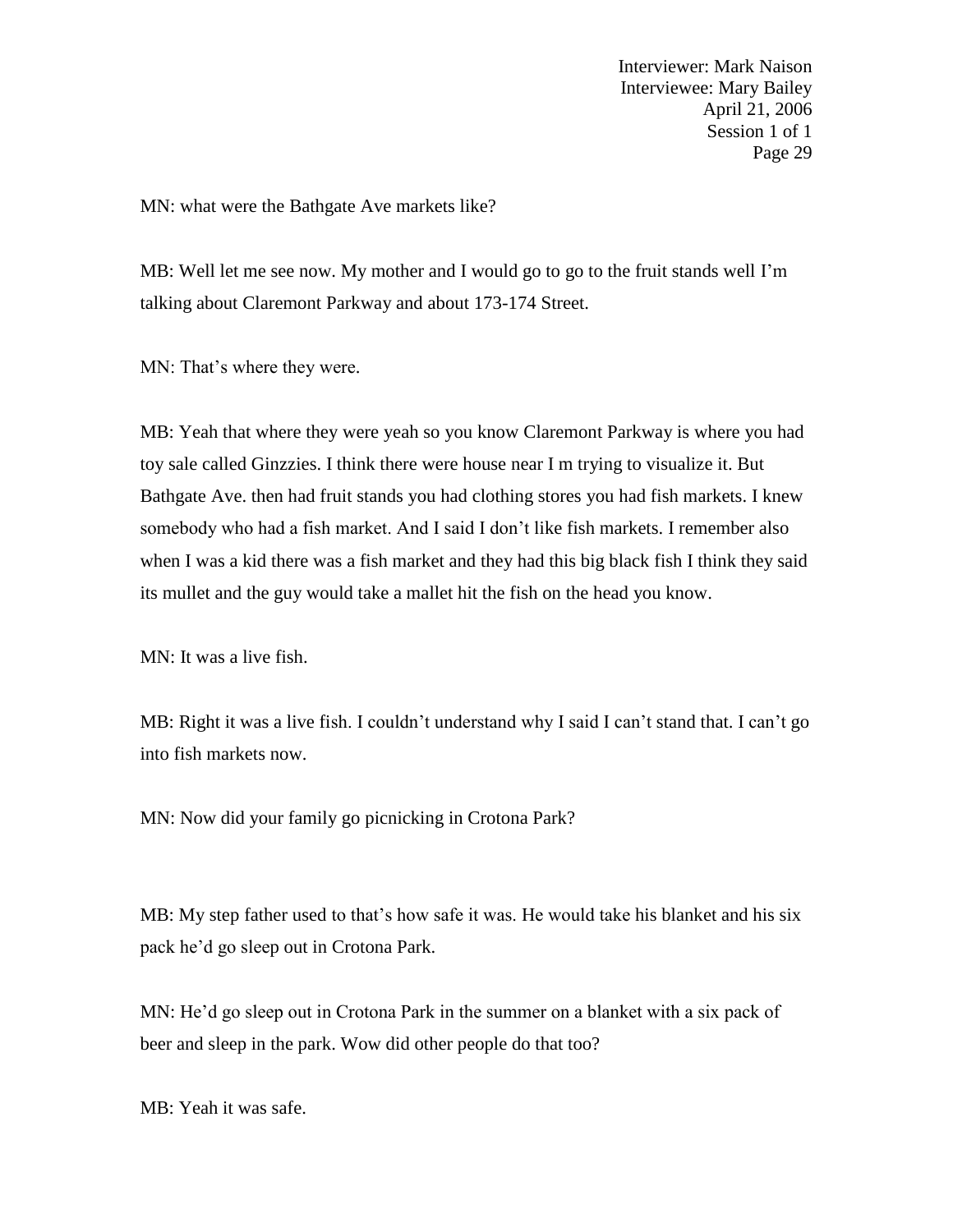MN: what were the Bathgate Ave markets like?

MB: Well let me see now. My mother and I would go to go to the fruit stands well I'm talking about Claremont Parkway and about 173-174 Street.

MN: That's where they were.

MB: Yeah that where they were yeah so you know Claremont Parkway is where you had toy sale called Ginzzies. I think there were house near I m trying to visualize it. But Bathgate Ave. then had fruit stands you had clothing stores you had fish markets. I knew somebody who had a fish market. And I said I don't like fish markets. I remember also when I was a kid there was a fish market and they had this big black fish I think they said its mullet and the guy would take a mallet hit the fish on the head you know.

MN: It was a live fish.

MB: Right it was a live fish. I couldn't understand why I said I can't stand that. I can't go into fish markets now.

MN: Now did your family go picnicking in Crotona Park?

MB: My step father used to that's how safe it was. He would take his blanket and his six pack he'd go sleep out in Crotona Park.

MN: He'd go sleep out in Crotona Park in the summer on a blanket with a six pack of beer and sleep in the park. Wow did other people do that too?

MB: Yeah it was safe.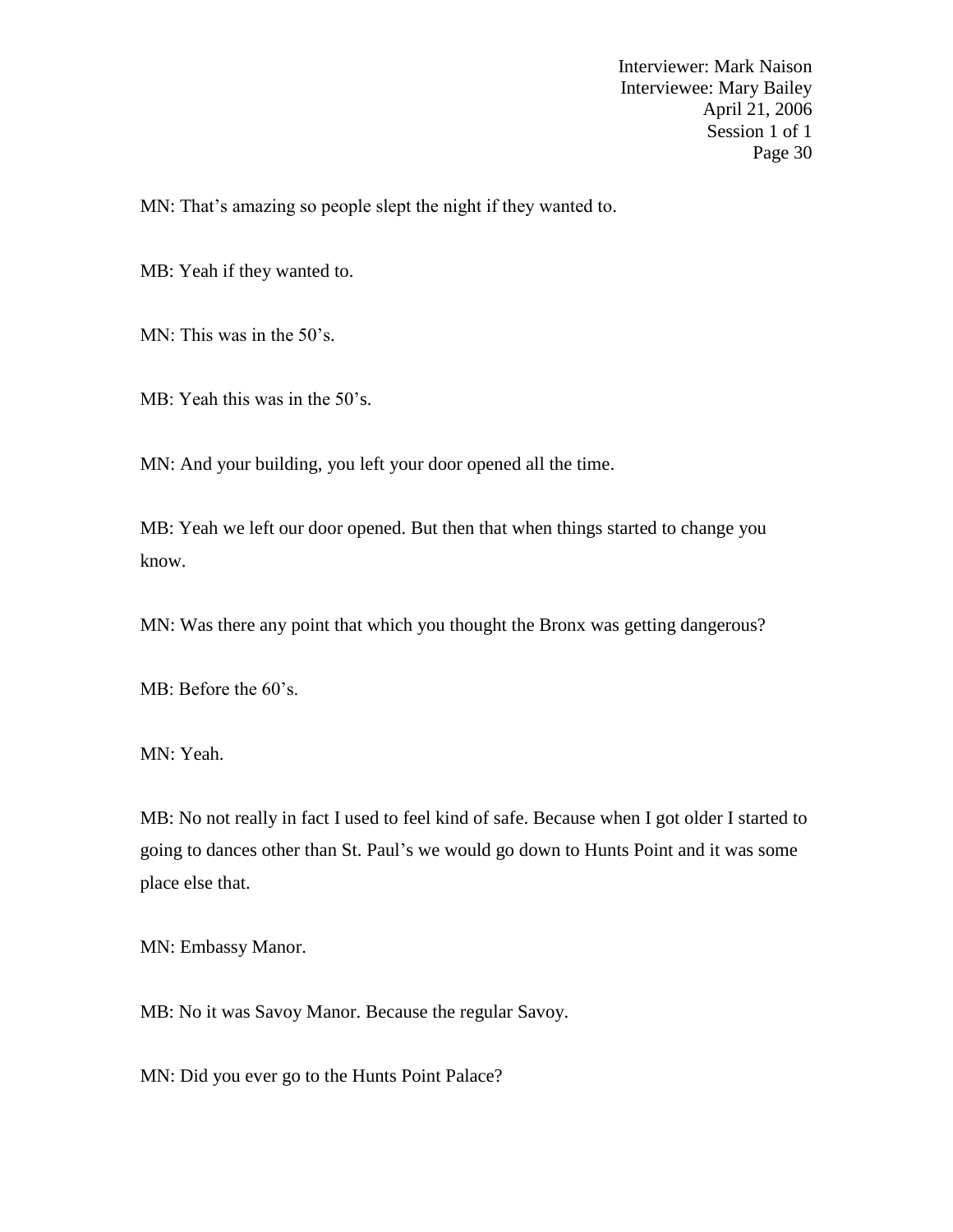MN: That's amazing so people slept the night if they wanted to.

MB: Yeah if they wanted to.

MN: This was in the 50's.

MB: Yeah this was in the 50's.

MN: And your building, you left your door opened all the time.

MB: Yeah we left our door opened. But then that when things started to change you know.

MN: Was there any point that which you thought the Bronx was getting dangerous?

MB: Before the 60's.

MN: Yeah.

MB: No not really in fact I used to feel kind of safe. Because when I got older I started to going to dances other than St. Paul's we would go down to Hunts Point and it was some place else that.

MN: Embassy Manor.

MB: No it was Savoy Manor. Because the regular Savoy.

MN: Did you ever go to the Hunts Point Palace?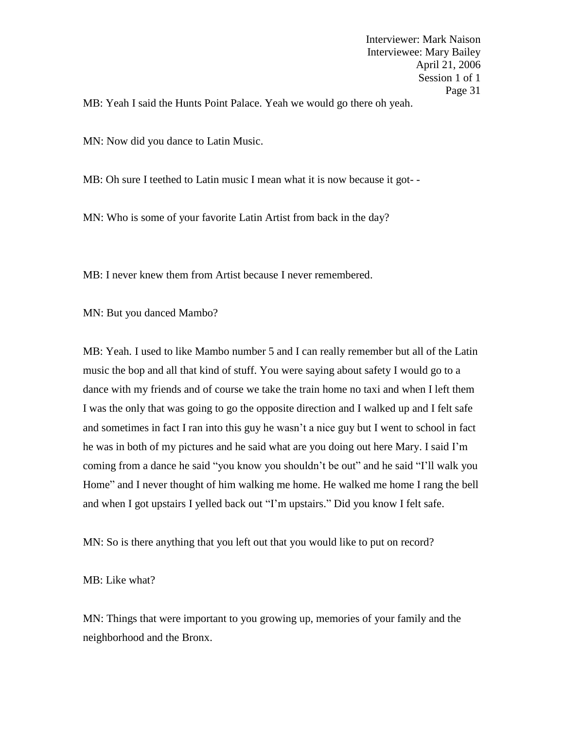MB: Yeah I said the Hunts Point Palace. Yeah we would go there oh yeah.

MN: Now did you dance to Latin Music.

MB: Oh sure I teethed to Latin music I mean what it is now because it got- -

MN: Who is some of your favorite Latin Artist from back in the day?

MB: I never knew them from Artist because I never remembered.

MN: But you danced Mambo?

MB: Yeah. I used to like Mambo number 5 and I can really remember but all of the Latin music the bop and all that kind of stuff. You were saying about safety I would go to a dance with my friends and of course we take the train home no taxi and when I left them I was the only that was going to go the opposite direction and I walked up and I felt safe and sometimes in fact I ran into this guy he wasn't a nice guy but I went to school in fact he was in both of my pictures and he said what are you doing out here Mary. I said I'm coming from a dance he said "you know you shouldn't be out" and he said "I'll walk you Home" and I never thought of him walking me home. He walked me home I rang the bell and when I got upstairs I yelled back out "I'm upstairs." Did you know I felt safe.

MN: So is there anything that you left out that you would like to put on record?

MB: Like what?

MN: Things that were important to you growing up, memories of your family and the neighborhood and the Bronx.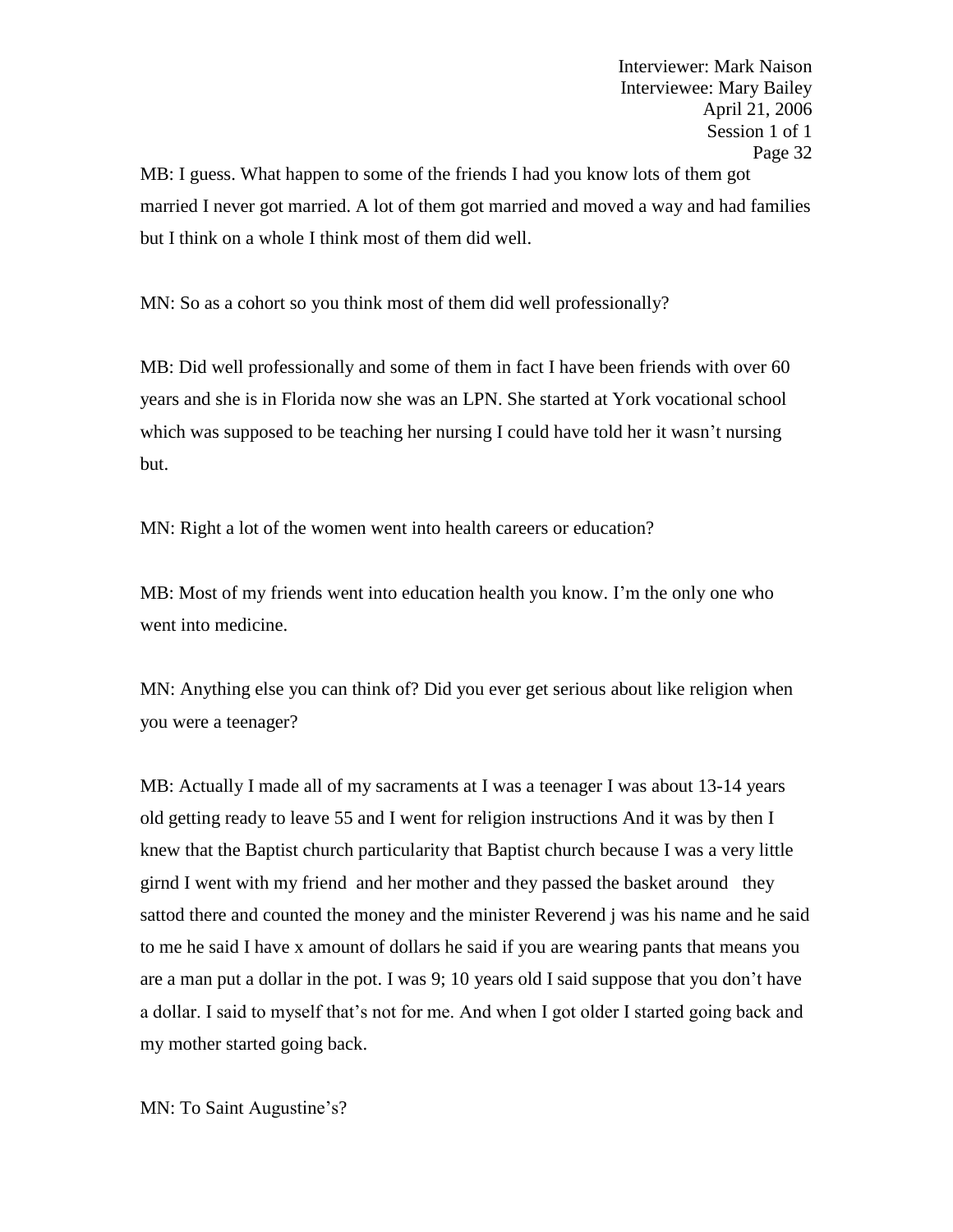MB: I guess. What happen to some of the friends I had you know lots of them got married I never got married. A lot of them got married and moved a way and had families but I think on a whole I think most of them did well.

MN: So as a cohort so you think most of them did well professionally?

MB: Did well professionally and some of them in fact I have been friends with over 60 years and she is in Florida now she was an LPN. She started at York vocational school which was supposed to be teaching her nursing I could have told her it wasn't nursing but.

MN: Right a lot of the women went into health careers or education?

MB: Most of my friends went into education health you know. I'm the only one who went into medicine.

MN: Anything else you can think of? Did you ever get serious about like religion when you were a teenager?

MB: Actually I made all of my sacraments at I was a teenager I was about 13-14 years old getting ready to leave 55 and I went for religion instructions And it was by then I knew that the Baptist church particularity that Baptist church because I was a very little girnd I went with my friend and her mother and they passed the basket around they sattod there and counted the money and the minister Reverend j was his name and he said to me he said I have x amount of dollars he said if you are wearing pants that means you are a man put a dollar in the pot. I was 9; 10 years old I said suppose that you don't have a dollar. I said to myself that's not for me. And when I got older I started going back and my mother started going back.

MN: To Saint Augustine's?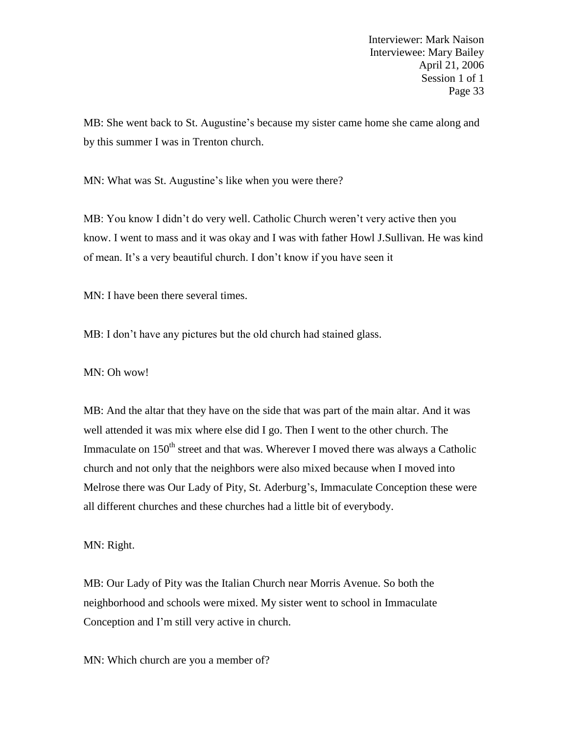MB: She went back to St. Augustine's because my sister came home she came along and by this summer I was in Trenton church.

MN: What was St. Augustine's like when you were there?

MB: You know I didn't do very well. Catholic Church weren't very active then you know. I went to mass and it was okay and I was with father Howl J.Sullivan. He was kind of mean. It's a very beautiful church. I don't know if you have seen it

MN: I have been there several times.

MB: I don't have any pictures but the old church had stained glass.

MN: Oh wow!

MB: And the altar that they have on the side that was part of the main altar. And it was well attended it was mix where else did I go. Then I went to the other church. The Immaculate on 150th street and that was. Wherever I moved there was always a Catholic church and not only that the neighbors were also mixed because when I moved into Melrose there was Our Lady of Pity, St. Aderburg's, Immaculate Conception these were all different churches and these churches had a little bit of everybody.

MN: Right.

MB: Our Lady of Pity was the Italian Church near Morris Avenue. So both the neighborhood and schools were mixed. My sister went to school in Immaculate Conception and I'm still very active in church.

MN: Which church are you a member of?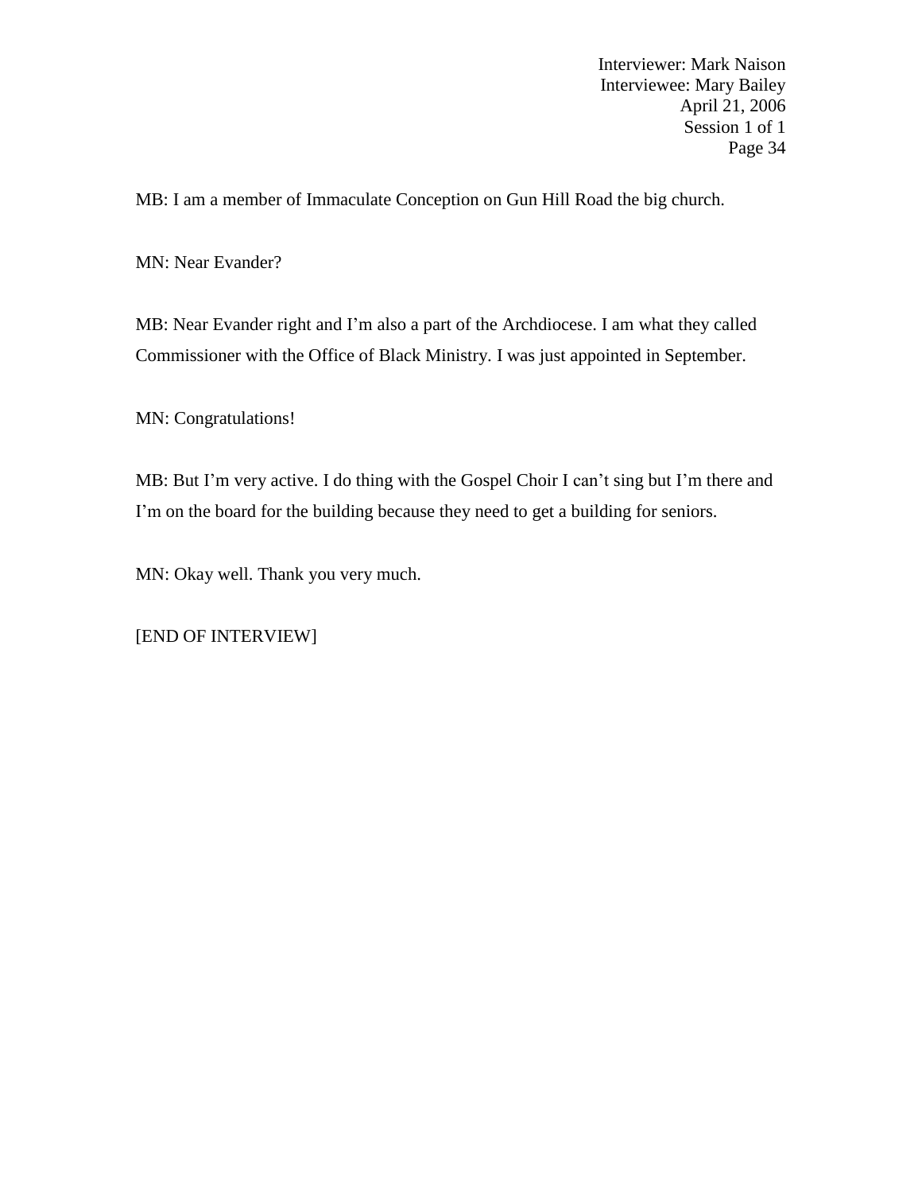MB: I am a member of Immaculate Conception on Gun Hill Road the big church.

MN: Near Evander?

MB: Near Evander right and I'm also a part of the Archdiocese. I am what they called Commissioner with the Office of Black Ministry. I was just appointed in September.

MN: Congratulations!

MB: But I'm very active. I do thing with the Gospel Choir I can't sing but I'm there and I'm on the board for the building because they need to get a building for seniors.

MN: Okay well. Thank you very much.

[END OF INTERVIEW]